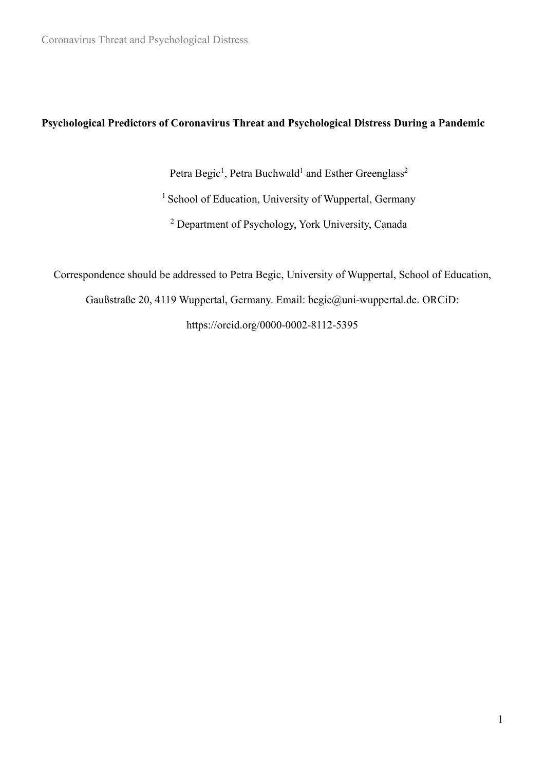# Psychological Predictors of Coronavirus Threat and Psychological Distress During a Pandemic

Petra Begic[1], Petra Buchwald[1] and Esther Greenglass[2]

[1] School of Education, University of Wuppertal, Germany

[2] Department of Psychology, York University, Canada

Correspondence should be addressed to Petra Begic, University of Wuppertal, School of Education, Gaußstraße 20, 4119 Wuppertal, Germany. Email: begic@uni-wuppertal.de. ORCiD: https://orcid.org/0000-0002-8112-5395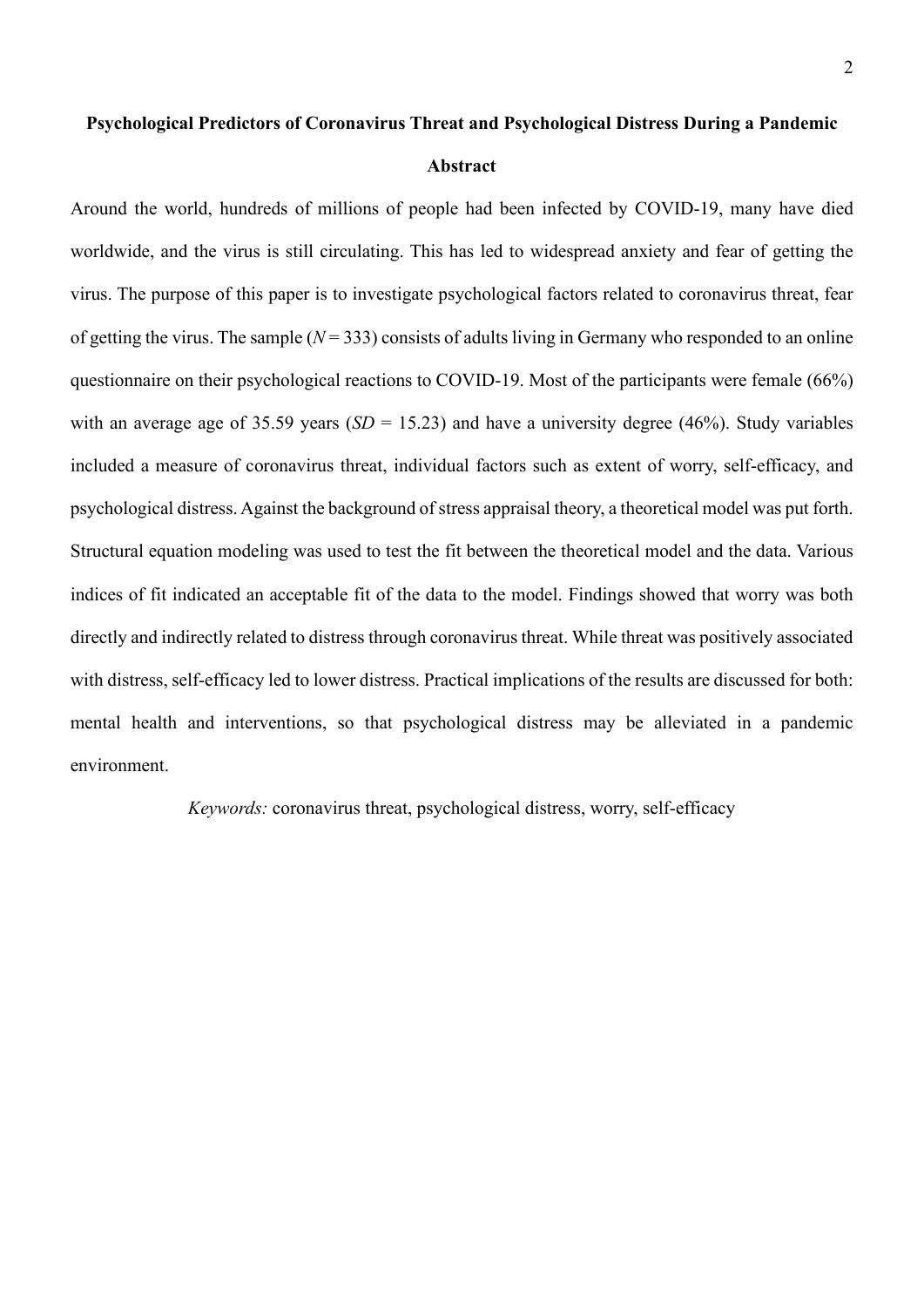# Psychological Predictors of Coronavirus Threat and Psychological Distress During a Pandemic

## Abstract

Around the world, hundreds of millions of people had been infected by COVID-19, many have died worldwide, and the virus is still circulating. This has led to widespread anxiety and fear of getting the virus. The purpose of this paper is to investigate psychological factors related to coronavirus threat, fear of getting the virus. The sample ($N = 333$) consists of adults living in Germany who responded to an online questionnaire on their psychological reactions to COVID-19. Most of the participants were female (66%) with an average age of 35.59 years ($SD = 15.23$) and have a university degree (46%). Study variables included a measure of coronavirus threat, individual factors such as extent of worry, self-efficacy, and psychological distress. Against the background of stress appraisal theory, a theoretical model was put forth. Structural equation modeling was used to test the fit between the theoretical model and the data. Various indices of fit indicated an acceptable fit of the data to the model. Findings showed that worry was both directly and indirectly related to distress through coronavirus threat. While threat was positively associated with distress, self-efficacy led to lower distress. Practical implications of the results are discussed for both: mental health and interventions, so that psychological distress may be alleviated in a pandemic environment.

*Keywords:* coronavirus threat, psychological distress, worry, self-efficacy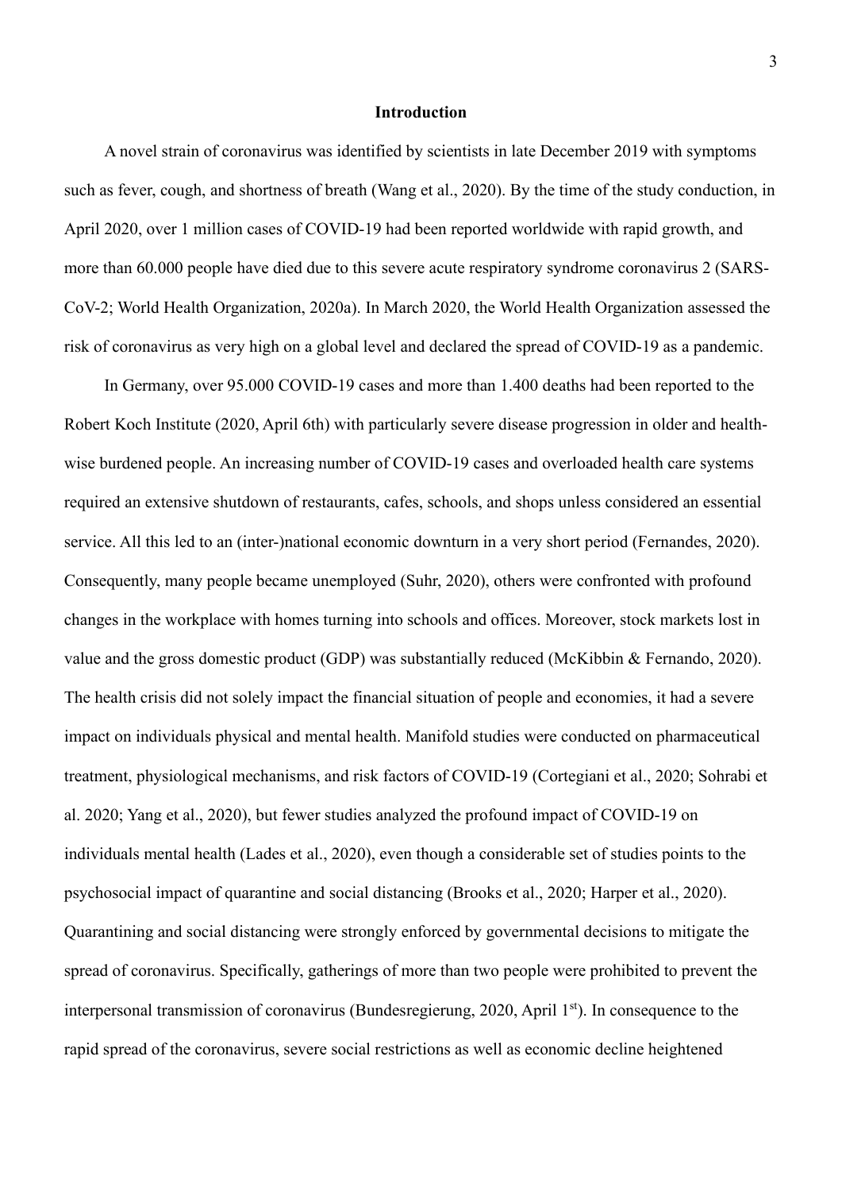## Introduction

A novel strain of coronavirus was identified by scientists in late December 2019 with symptoms such as fever, cough, and shortness of breath (Wang et al., 2020). By the time of the study conduction, in April 2020, over 1 million cases of COVID-19 had been reported worldwide with rapid growth, and more than 60.000 people have died due to this severe acute respiratory syndrome coronavirus 2 (SARS-CoV-2; World Health Organization, 2020a). In March 2020, the World Health Organization assessed the risk of coronavirus as very high on a global level and declared the spread of COVID-19 as a pandemic.

In Germany, over 95.000 COVID-19 cases and more than 1.400 deaths had been reported to the Robert Koch Institute (2020, April 6th) with particularly severe disease progression in older and health-wise burdened people. An increasing number of COVID-19 cases and overloaded health care systems required an extensive shutdown of restaurants, cafes, schools, and shops unless considered an essential service. All this led to an (inter-)national economic downturn in a very short period (Fernandes, 2020). Consequently, many people became unemployed (Suhr, 2020), others were confronted with profound changes in the workplace with homes turning into schools and offices. Moreover, stock markets lost in value and the gross domestic product (GDP) was substantially reduced (McKibbin & Fernando, 2020). The health crisis did not solely impact the financial situation of people and economies, it had a severe impact on individuals physical and mental health. Manifold studies were conducted on pharmaceutical treatment, physiological mechanisms, and risk factors of COVID-19 (Cortegiani et al., 2020; Sohrabi et al. 2020; Yang et al., 2020), but fewer studies analyzed the profound impact of COVID-19 on individuals mental health (Lades et al., 2020), even though a considerable set of studies points to the psychosocial impact of quarantine and social distancing (Brooks et al., 2020; Harper et al., 2020). Quarantining and social distancing were strongly enforced by governmental decisions to mitigate the spread of coronavirus. Specifically, gatherings of more than two people were prohibited to prevent the interpersonal transmission of coronavirus (Bundesregierung, 2020, April 1st). In consequence to the rapid spread of the coronavirus, severe social restrictions as well as economic decline heightened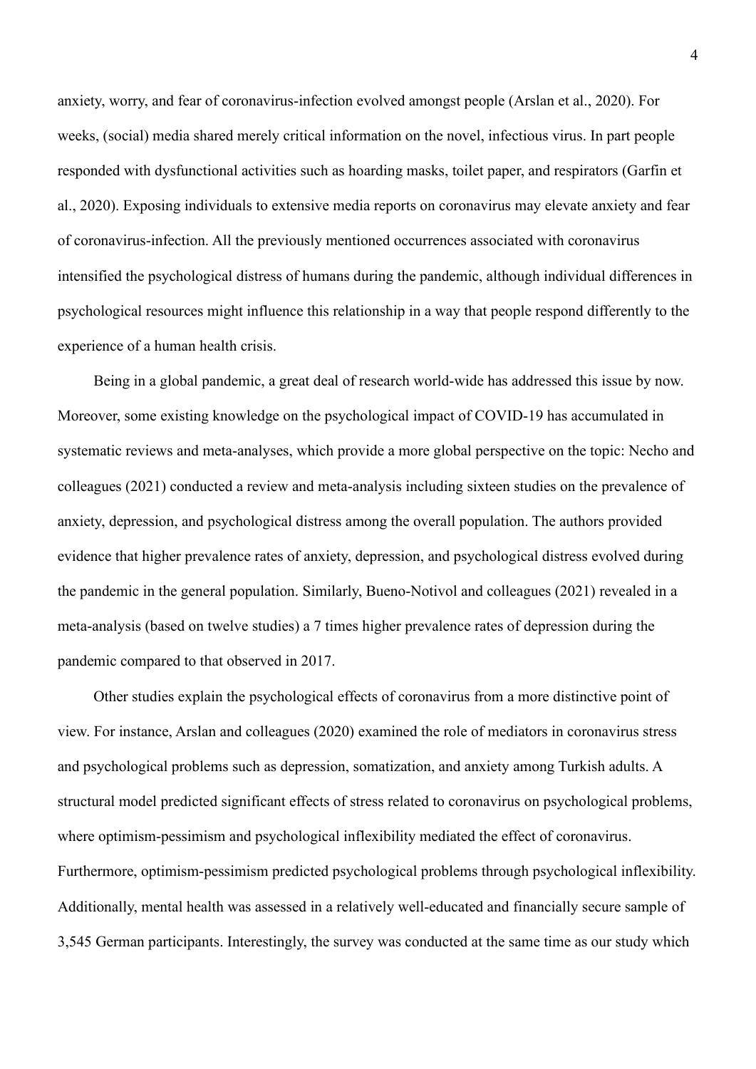anxiety, worry, and fear of coronavirus-infection evolved amongst people (Arslan et al., 2020). For weeks, (social) media shared merely critical information on the novel, infectious virus. In part people responded with dysfunctional activities such as hoarding masks, toilet paper, and respirators (Garfin et al., 2020). Exposing individuals to extensive media reports on coronavirus may elevate anxiety and fear of coronavirus-infection. All the previously mentioned occurrences associated with coronavirus intensified the psychological distress of humans during the pandemic, although individual differences in psychological resources might influence this relationship in a way that people respond differently to the experience of a human health crisis.

Being in a global pandemic, a great deal of research world-wide has addressed this issue by now. Moreover, some existing knowledge on the psychological impact of COVID-19 has accumulated in systematic reviews and meta-analyses, which provide a more global perspective on the topic: Necho and colleagues (2021) conducted a review and meta-analysis including sixteen studies on the prevalence of anxiety, depression, and psychological distress among the overall population. The authors provided evidence that higher prevalence rates of anxiety, depression, and psychological distress evolved during the pandemic in the general population. Similarly, Bueno-Notivol and colleagues (2021) revealed in a meta-analysis (based on twelve studies) a 7 times higher prevalence rates of depression during the pandemic compared to that observed in 2017.

Other studies explain the psychological effects of coronavirus from a more distinctive point of view. For instance, Arslan and colleagues (2020) examined the role of mediators in coronavirus stress and psychological problems such as depression, somatization, and anxiety among Turkish adults. A structural model predicted significant effects of stress related to coronavirus on psychological problems, where optimism-pessimism and psychological inflexibility mediated the effect of coronavirus. Furthermore, optimism-pessimism predicted psychological problems through psychological inflexibility. Additionally, mental health was assessed in a relatively well-educated and financially secure sample of 3,545 German participants. Interestingly, the survey was conducted at the same time as our study which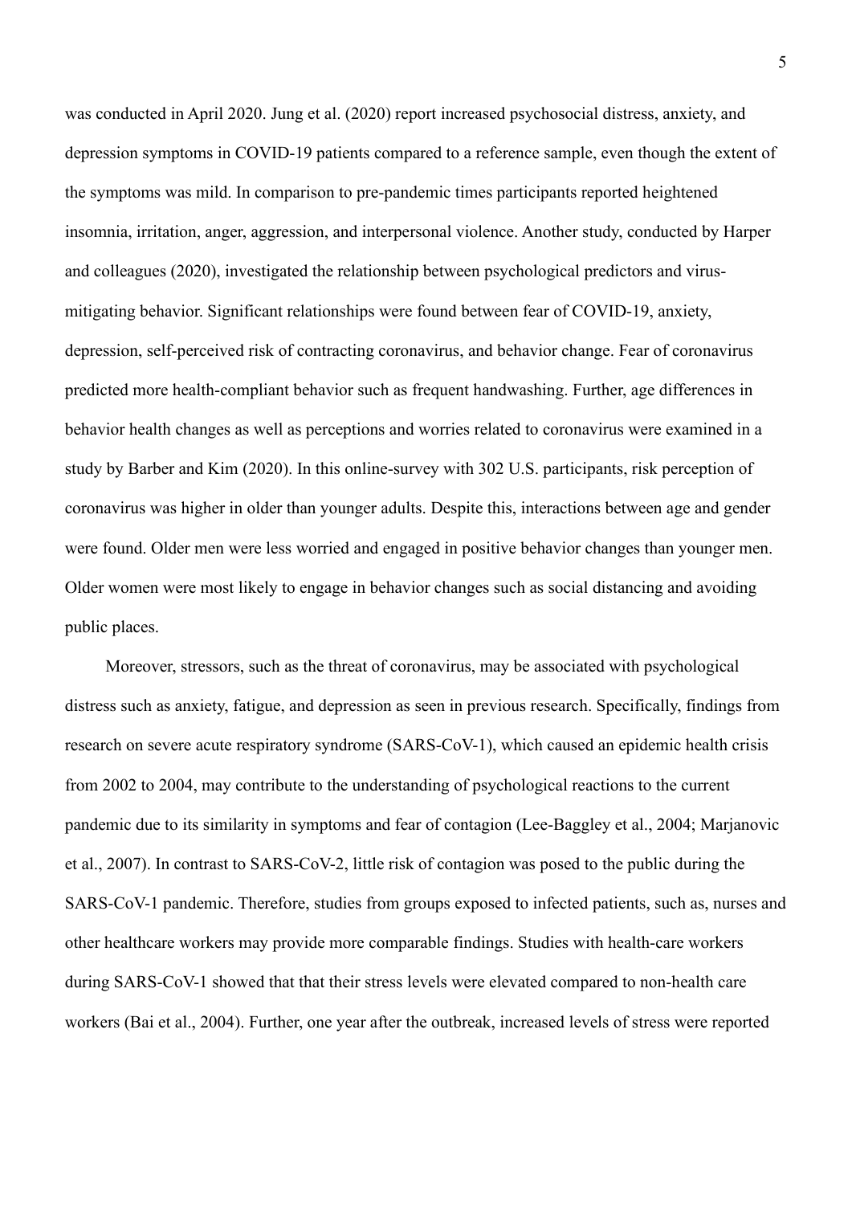was conducted in April 2020. Jung et al. (2020) report increased psychosocial distress, anxiety, and depression symptoms in COVID-19 patients compared to a reference sample, even though the extent of the symptoms was mild. In comparison to pre-pandemic times participants reported heightened insomnia, irritation, anger, aggression, and interpersonal violence. Another study, conducted by Harper and colleagues (2020), investigated the relationship between psychological predictors and virus-mitigating behavior. Significant relationships were found between fear of COVID-19, anxiety, depression, self-perceived risk of contracting coronavirus, and behavior change. Fear of coronavirus predicted more health-compliant behavior such as frequent handwashing. Further, age differences in behavior health changes as well as perceptions and worries related to coronavirus were examined in a study by Barber and Kim (2020). In this online-survey with 302 U.S. participants, risk perception of coronavirus was higher in older than younger adults. Despite this, interactions between age and gender were found. Older men were less worried and engaged in positive behavior changes than younger men. Older women were most likely to engage in behavior changes such as social distancing and avoiding public places.

Moreover, stressors, such as the threat of coronavirus, may be associated with psychological distress such as anxiety, fatigue, and depression as seen in previous research. Specifically, findings from research on severe acute respiratory syndrome (SARS-CoV-1), which caused an epidemic health crisis from 2002 to 2004, may contribute to the understanding of psychological reactions to the current pandemic due to its similarity in symptoms and fear of contagion (Lee-Baggley et al., 2004; Marjanovic et al., 2007). In contrast to SARS-CoV-2, little risk of contagion was posed to the public during the SARS-CoV-1 pandemic. Therefore, studies from groups exposed to infected patients, such as, nurses and other healthcare workers may provide more comparable findings. Studies with health-care workers during SARS-CoV-1 showed that that their stress levels were elevated compared to non-health care workers (Bai et al., 2004). Further, one year after the outbreak, increased levels of stress were reported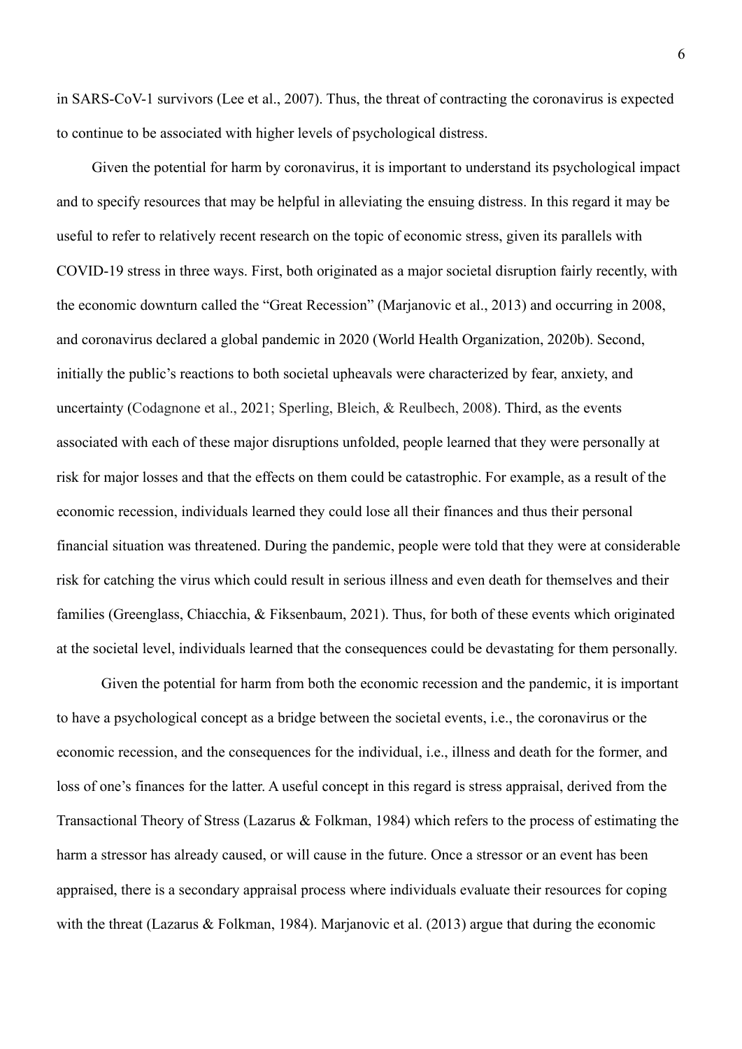in SARS-CoV-1 survivors (Lee et al., 2007). Thus, the threat of contracting the coronavirus is expected to continue to be associated with higher levels of psychological distress.

Given the potential for harm by coronavirus, it is important to understand its psychological impact and to specify resources that may be helpful in alleviating the ensuing distress. In this regard it may be useful to refer to relatively recent research on the topic of economic stress, given its parallels with COVID-19 stress in three ways. First, both originated as a major societal disruption fairly recently, with the economic downturn called the "Great Recession" (Marjanovic et al., 2013) and occurring in 2008, and coronavirus declared a global pandemic in 2020 (World Health Organization, 2020b). Second, initially the public's reactions to both societal upheavals were characterized by fear, anxiety, and uncertainty (Codagnone et al., 2021; Sperling, Bleich, & Reulbech, 2008). Third, as the events associated with each of these major disruptions unfolded, people learned that they were personally at risk for major losses and that the effects on them could be catastrophic. For example, as a result of the economic recession, individuals learned they could lose all their finances and thus their personal financial situation was threatened. During the pandemic, people were told that they were at considerable risk for catching the virus which could result in serious illness and even death for themselves and their families (Greenglass, Chiacchia, & Fiksenbaum, 2021). Thus, for both of these events which originated at the societal level, individuals learned that the consequences could be devastating for them personally.

Given the potential for harm from both the economic recession and the pandemic, it is important to have a psychological concept as a bridge between the societal events, i.e., the coronavirus or the economic recession, and the consequences for the individual, i.e., illness and death for the former, and loss of one's finances for the latter. A useful concept in this regard is stress appraisal, derived from the Transactional Theory of Stress (Lazarus & Folkman, 1984) which refers to the process of estimating the harm a stressor has already caused, or will cause in the future. Once a stressor or an event has been appraised, there is a secondary appraisal process where individuals evaluate their resources for coping with the threat (Lazarus & Folkman, 1984). Marjanovic et al. (2013) argue that during the economic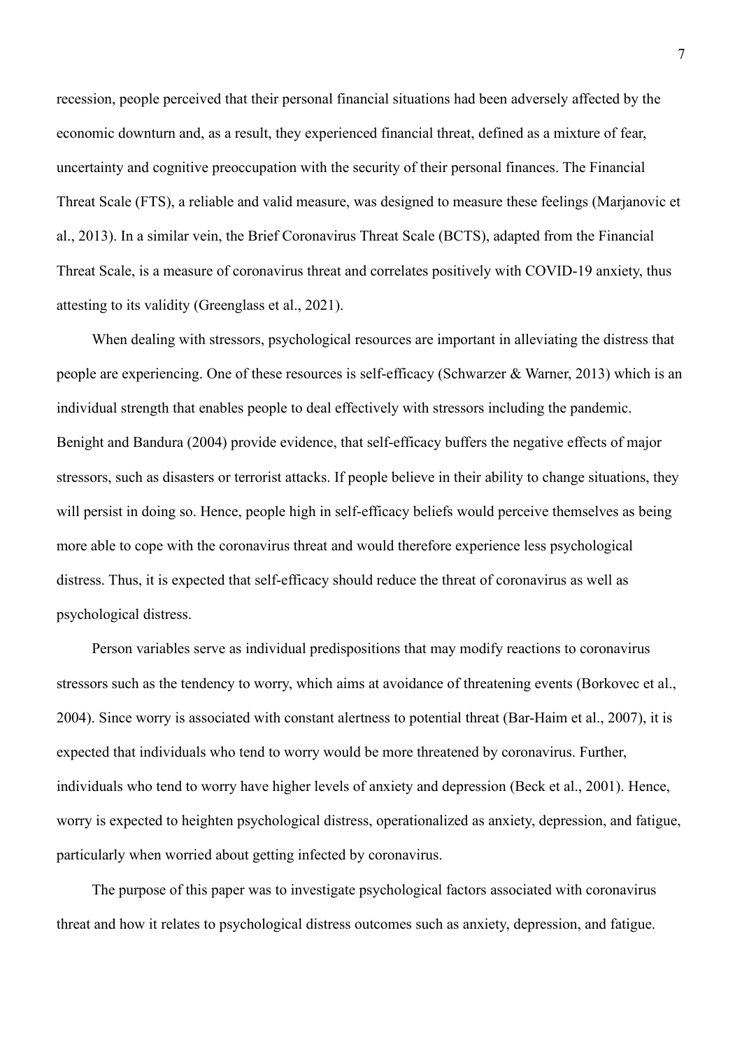recession, people perceived that their personal financial situations had been adversely affected by the economic downturn and, as a result, they experienced financial threat, defined as a mixture of fear, uncertainty and cognitive preoccupation with the security of their personal finances. The Financial Threat Scale (FTS), a reliable and valid measure, was designed to measure these feelings (Marjanovic et al., 2013). In a similar vein, the Brief Coronavirus Threat Scale (BCTS), adapted from the Financial Threat Scale, is a measure of coronavirus threat and correlates positively with COVID-19 anxiety, thus attesting to its validity (Greenglass et al., 2021).

When dealing with stressors, psychological resources are important in alleviating the distress that people are experiencing. One of these resources is self-efficacy (Schwarzer & Warner, 2013) which is an individual strength that enables people to deal effectively with stressors including the pandemic. Benight and Bandura (2004) provide evidence, that self-efficacy buffers the negative effects of major stressors, such as disasters or terrorist attacks. If people believe in their ability to change situations, they will persist in doing so. Hence, people high in self-efficacy beliefs would perceive themselves as being more able to cope with the coronavirus threat and would therefore experience less psychological distress. Thus, it is expected that self-efficacy should reduce the threat of coronavirus as well as psychological distress.

Person variables serve as individual predispositions that may modify reactions to coronavirus stressors such as the tendency to worry, which aims at avoidance of threatening events (Borkovec et al., 2004). Since worry is associated with constant alertness to potential threat (Bar-Haim et al., 2007), it is expected that individuals who tend to worry would be more threatened by coronavirus. Further, individuals who tend to worry have higher levels of anxiety and depression (Beck et al., 2001). Hence, worry is expected to heighten psychological distress, operationalized as anxiety, depression, and fatigue, particularly when worried about getting infected by coronavirus.

The purpose of this paper was to investigate psychological factors associated with coronavirus threat and how it relates to psychological distress outcomes such as anxiety, depression, and fatigue.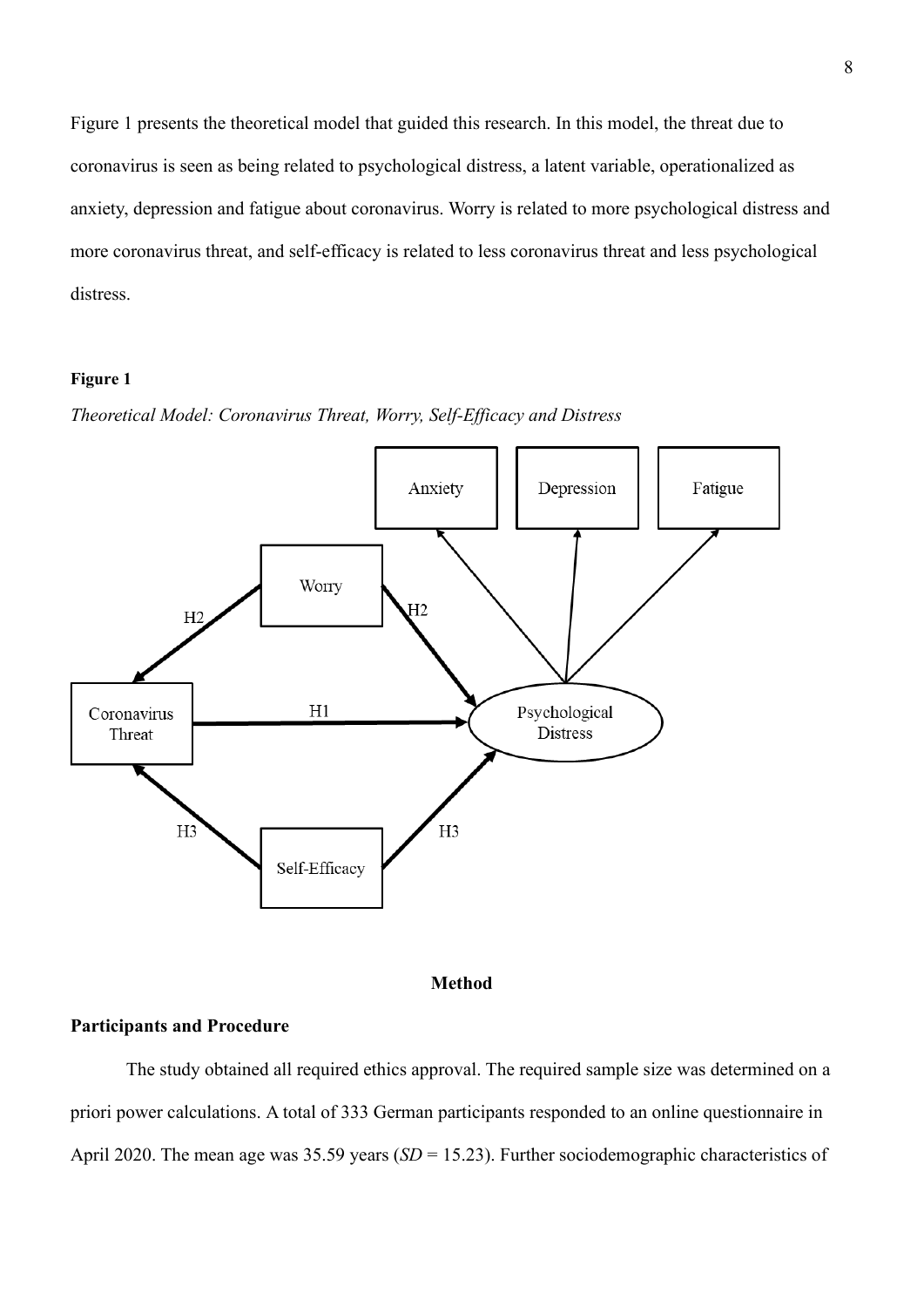Figure 1 presents the theoretical model that guided this research. In this model, the threat due to coronavirus is seen as being related to psychological distress, a latent variable, operationalized as anxiety, depression and fatigue about coronavirus. Worry is related to more psychological distress and more coronavirus threat, and self-efficacy is related to less coronavirus threat and less psychological distress.

**Figure 1**

*Theoretical Model: Coronavirus Threat, Worry, Self-Efficacy and Distress*

## Method

### Participants and Procedure

The study obtained all required ethics approval. The required sample size was determined on a priori power calculations. A total of 333 German participants responded to an online questionnaire in April 2020. The mean age was 35.59 years (*SD* = 15.23). Further sociodemographic characteristics of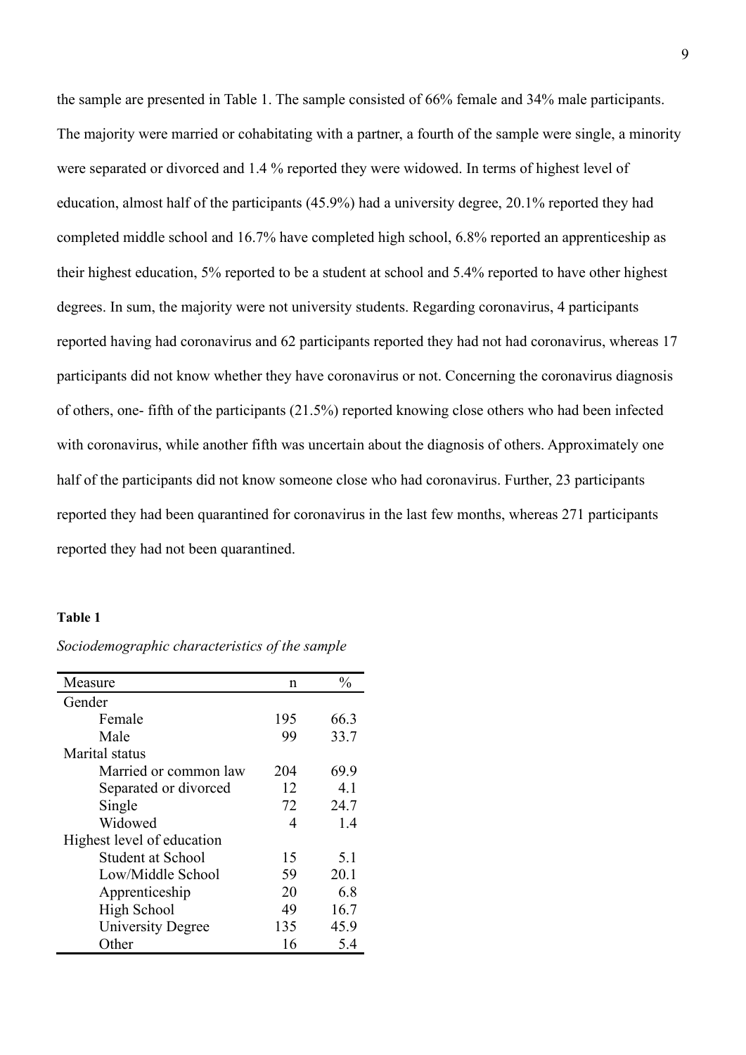the sample are presented in Table 1. The sample consisted of 66% female and 34% male participants. The majority were married or cohabitating with a partner, a fourth of the sample were single, a minority were separated or divorced and 1.4 % reported they were widowed. In terms of highest level of education, almost half of the participants (45.9%) had a university degree, 20.1% reported they had completed middle school and 16.7% have completed high school, 6.8% reported an apprenticeship as their highest education, 5% reported to be a student at school and 5.4% reported to have other highest degrees. In sum, the majority were not university students. Regarding coronavirus, 4 participants reported having had coronavirus and 62 participants reported they had not had coronavirus, whereas 17 participants did not know whether they have coronavirus or not. Concerning the coronavirus diagnosis of others, one- fifth of the participants (21.5%) reported knowing close others who had been infected with coronavirus, while another fifth was uncertain about the diagnosis of others. Approximately one half of the participants did not know someone close who had coronavirus. Further, 23 participants reported they had been quarantined for coronavirus in the last few months, whereas 271 participants reported they had not been quarantined.

**Table 1**

*Sociodemographic characteristics of the sample*

| Measure | n | % |
|---|---|---|
| Gender | | |
| Female | 195 | 66.3 |
| Male | 99 | 33.7 |
| Marital status | | |
| Married or common law | 204 | 69.9 |
| Separated or divorced | 12 | 4.1 |
| Single | 72 | 24.7 |
| Widowed | 4 | 1.4 |
| Highest level of education | | |
| Student at School | 15 | 5.1 |
| Low/Middle School | 59 | 20.1 |
| Apprenticeship | 20 | 6.8 |
| High School | 49 | 16.7 |
| University Degree | 135 | 45.9 |
| Other | 16 | 5.4 |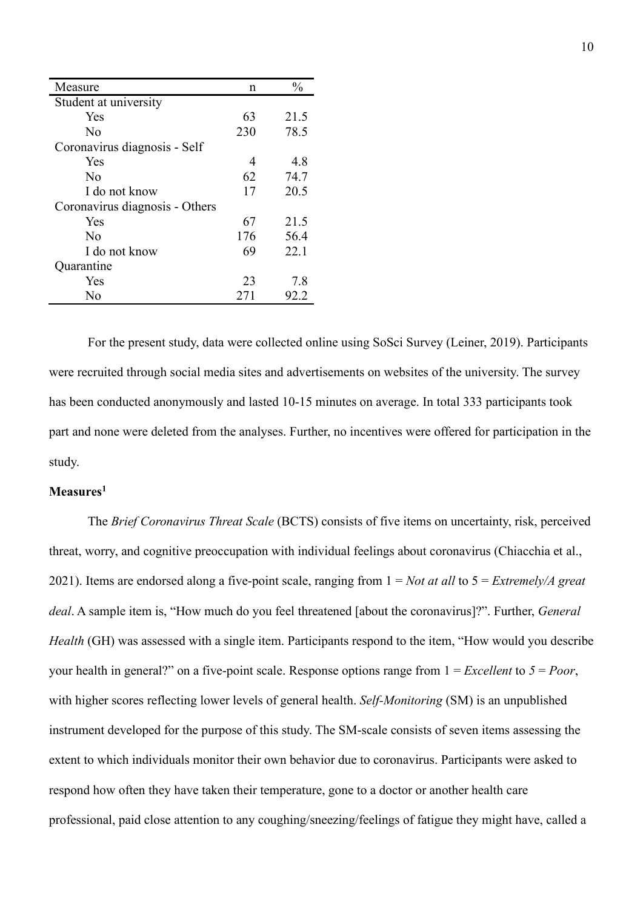| Measure | n | % |
|---|---|---|
| Student at university | | |
| Yes | 63 | 21.5 |
| No | 230 | 78.5 |
| Coronavirus diagnosis - Self | | |
| Yes | 4 | 4.8 |
| No | 62 | 74.7 |
| I do not know | 17 | 20.5 |
| Coronavirus diagnosis - Others | | |
| Yes | 67 | 21.5 |
| No | 176 | 56.4 |
| I do not know | 69 | 22.1 |
| Quarantine | | |
| Yes | 23 | 7.8 |
| No | 271 | 92.2 |

For the present study, data were collected online using SoSci Survey (Leiner, 2019). Participants were recruited through social media sites and advertisements on websites of the university. The survey has been conducted anonymously and lasted 10-15 minutes on average. In total 333 participants took part and none were deleted from the analyses. Further, no incentives were offered for participation in the study.

**Measures[1]**

The *Brief Coronavirus Threat Scale* (BCTS) consists of five items on uncertainty, risk, perceived threat, worry, and cognitive preoccupation with individual feelings about coronavirus (Chiacchia et al., 2021). Items are endorsed along a five-point scale, ranging from 1 = *Not at all* to 5 = *Extremely/A great deal*. A sample item is, "How much do you feel threatened [about the coronavirus]?". Further, *General Health* (GH) was assessed with a single item. Participants respond to the item, "How would you describe your health in general?" on a five-point scale. Response options range from 1 = *Excellent* to *5* = *Poor*, with higher scores reflecting lower levels of general health. *Self-Monitoring* (SM) is an unpublished instrument developed for the purpose of this study. The SM-scale consists of seven items assessing the extent to which individuals monitor their own behavior due to coronavirus. Participants were asked to respond how often they have taken their temperature, gone to a doctor or another health care professional, paid close attention to any coughing/sneezing/feelings of fatigue they might have, called a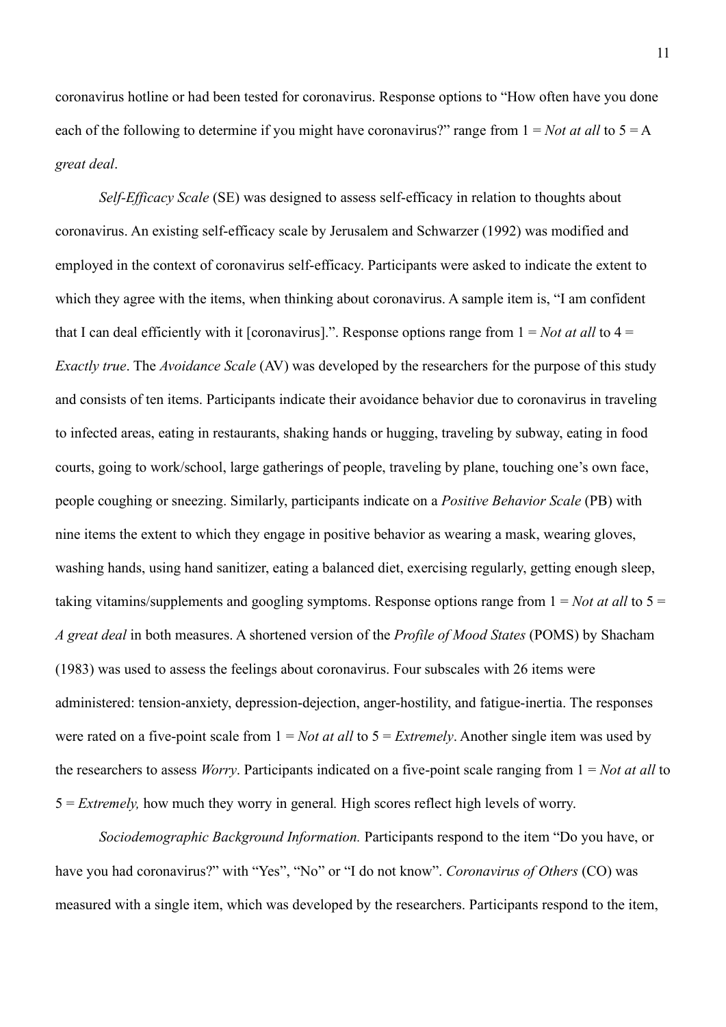coronavirus hotline or had been tested for coronavirus. Response options to "How often have you done each of the following to determine if you might have coronavirus?" range from 1 = *Not at all* to 5 = A *great deal*.

*Self-Efficacy Scale* (SE) was designed to assess self-efficacy in relation to thoughts about coronavirus. An existing self-efficacy scale by Jerusalem and Schwarzer (1992) was modified and employed in the context of coronavirus self-efficacy. Participants were asked to indicate the extent to which they agree with the items, when thinking about coronavirus. A sample item is, "I am confident that I can deal efficiently with it [coronavirus].". Response options range from 1 = *Not at all* to 4 = *Exactly true*. The *Avoidance Scale* (AV) was developed by the researchers for the purpose of this study and consists of ten items. Participants indicate their avoidance behavior due to coronavirus in traveling to infected areas, eating in restaurants, shaking hands or hugging, traveling by subway, eating in food courts, going to work/school, large gatherings of people, traveling by plane, touching one's own face, people coughing or sneezing. Similarly, participants indicate on a *Positive Behavior Scale* (PB) with nine items the extent to which they engage in positive behavior as wearing a mask, wearing gloves, washing hands, using hand sanitizer, eating a balanced diet, exercising regularly, getting enough sleep, taking vitamins/supplements and googling symptoms. Response options range from 1 = *Not at all* to 5 = *A great deal* in both measures. A shortened version of the *Profile of Mood States* (POMS) by Shacham (1983) was used to assess the feelings about coronavirus. Four subscales with 26 items were administered: tension-anxiety, depression-dejection, anger-hostility, and fatigue-inertia. The responses were rated on a five-point scale from 1 = *Not at all* to 5 = *Extremely*. Another single item was used by the researchers to assess *Worry*. Participants indicated on a five-point scale ranging from 1 = *Not at all* to 5 = *Extremely,* how much they worry in general*.* High scores reflect high levels of worry.

*Sociodemographic Background Information.* Participants respond to the item "Do you have, or have you had coronavirus?" with "Yes", "No" or "I do not know". *Coronavirus of Others* (CO) was measured with a single item, which was developed by the researchers. Participants respond to the item,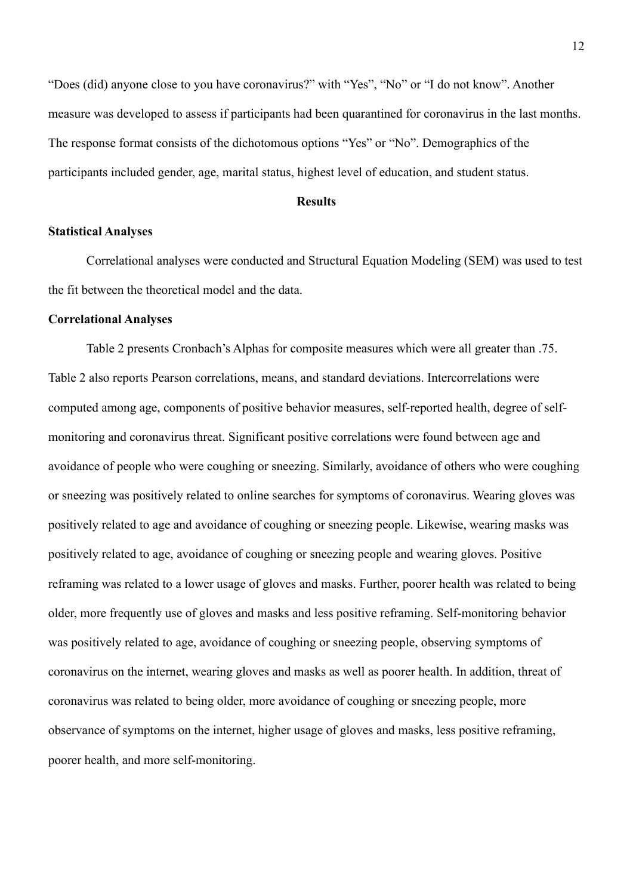"Does (did) anyone close to you have coronavirus?" with "Yes", "No" or "I do not know". Another measure was developed to assess if participants had been quarantined for coronavirus in the last months. The response format consists of the dichotomous options "Yes" or "No". Demographics of the participants included gender, age, marital status, highest level of education, and student status.

## Results

### Statistical Analyses

Correlational analyses were conducted and Structural Equation Modeling (SEM) was used to test the fit between the theoretical model and the data.

### Correlational Analyses

Table 2 presents Cronbach's Alphas for composite measures which were all greater than .75. Table 2 also reports Pearson correlations, means, and standard deviations. Intercorrelations were computed among age, components of positive behavior measures, self-reported health, degree of self-monitoring and coronavirus threat. Significant positive correlations were found between age and avoidance of people who were coughing or sneezing. Similarly, avoidance of others who were coughing or sneezing was positively related to online searches for symptoms of coronavirus. Wearing gloves was positively related to age and avoidance of coughing or sneezing people. Likewise, wearing masks was positively related to age, avoidance of coughing or sneezing people and wearing gloves. Positive reframing was related to a lower usage of gloves and masks. Further, poorer health was related to being older, more frequently use of gloves and masks and less positive reframing. Self-monitoring behavior was positively related to age, avoidance of coughing or sneezing people, observing symptoms of coronavirus on the internet, wearing gloves and masks as well as poorer health. In addition, threat of coronavirus was related to being older, more avoidance of coughing or sneezing people, more observance of symptoms on the internet, higher usage of gloves and masks, less positive reframing, poorer health, and more self-monitoring.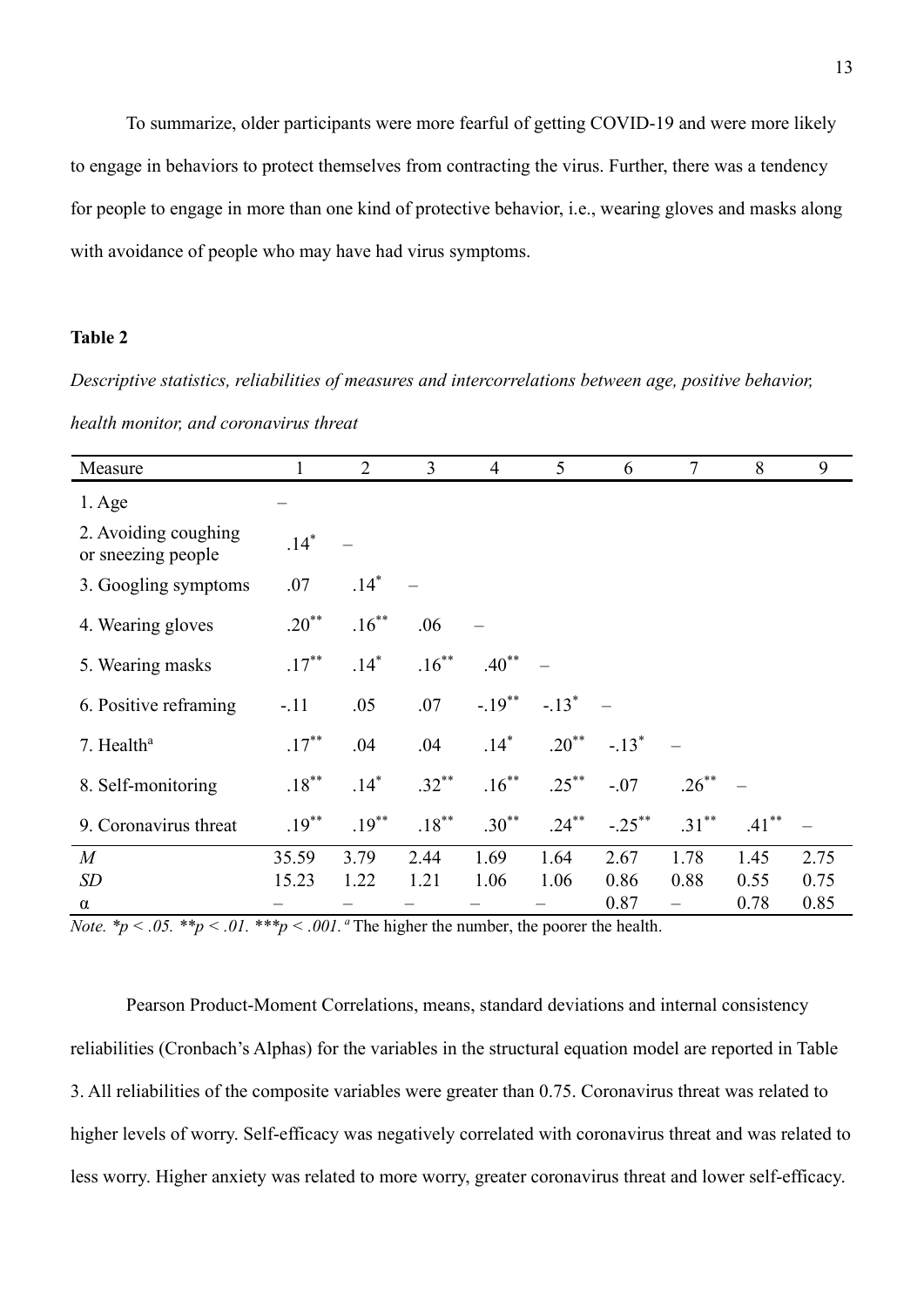To summarize, older participants were more fearful of getting COVID-19 and were more likely to engage in behaviors to protect themselves from contracting the virus. Further, there was a tendency for people to engage in more than one kind of protective behavior, i.e., wearing gloves and masks along with avoidance of people who may have had virus symptoms.

**Table 2**

*Descriptive statistics, reliabilities of measures and intercorrelations between age, positive behavior, health monitor, and coronavirus threat*

| Measure | 1 | 2 | 3 | 4 | 5 | 6 | 7 | 8 | 9 |
|---|---|---|---|---|---|---|---|---|---|
| 1. Age | – | | | | | | | | |
| 2. Avoiding coughing or sneezing people | .14* | – | | | | | | | |
| 3. Googling symptoms | .07 | .14* | – | | | | | | |
| 4. Wearing gloves | .20** | .16** | .06 | – | | | | | |
| 5. Wearing masks | .17** | .14* | .16** | .40** | – | | | | |
| 6. Positive reframing | -.11 | .05 | .07 | -.19** | -.13* | – | | | |
| 7. Health[a] | .17** | .04 | .04 | .14* | .20** | -.13* | – | | |
| 8. Self-monitoring | .18** | .14* | .32** | .16** | .25** | -.07 | .26** | – | |
| 9. Coronavirus threat | .19** | .19** | .18** | .30** | .24** | -.25** | .31** | .41** | – |
| *M* | 35.59 | 3.79 | 2.44 | 1.69 | 1.64 | 2.67 | 1.78 | 1.45 | 2.75 |
| *SD* | 15.23 | 1.22 | 1.21 | 1.06 | 1.06 | 0.86 | 0.88 | 0.55 | 0.75 |
| α | – | – | – | – | – | 0.87 | – | 0.78 | 0.85 |

*Note.* *$p < .05$. **$p < .01$. ***$p < .001$. [a] The higher the number, the poorer the health.

Pearson Product-Moment Correlations, means, standard deviations and internal consistency reliabilities (Cronbach's Alphas) for the variables in the structural equation model are reported in Table 3. All reliabilities of the composite variables were greater than 0.75. Coronavirus threat was related to higher levels of worry. Self-efficacy was negatively correlated with coronavirus threat and was related to less worry. Higher anxiety was related to more worry, greater coronavirus threat and lower self-efficacy.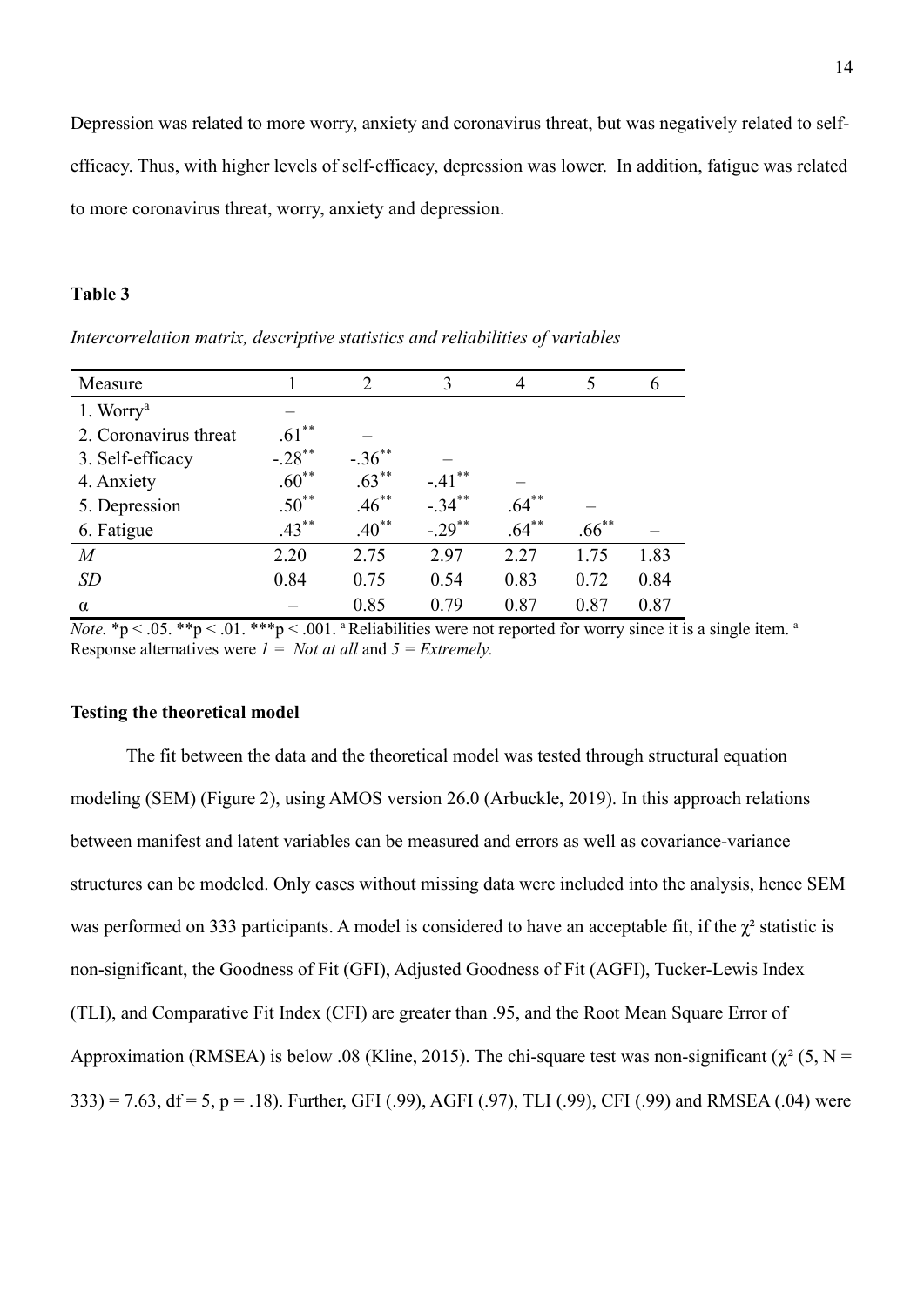Depression was related to more worry, anxiety and coronavirus threat, but was negatively related to self-efficacy. Thus, with higher levels of self-efficacy, depression was lower. In addition, fatigue was related to more coronavirus threat, worry, anxiety and depression.

**Table 3**

*Intercorrelation matrix, descriptive statistics and reliabilities of variables*

| Measure | 1 | 2 | 3 | 4 | 5 | 6 |
|---|---|---|---|---|---|---|
| 1. Worry[a] | – | | | | | |
| 2. Coronavirus threat | .61** | – | | | | |
| 3. Self-efficacy | -.28** | -.36** | – | | | |
| 4. Anxiety | .60** | .63** | -.41** | – | | |
| 5. Depression | .50** | .46** | -.34** | .64** | – | |
| 6. Fatigue | .43** | .40** | -.29** | .64** | .66** | – |
| *M* | 2.20 | 2.75 | 2.97 | 2.27 | 1.75 | 1.83 |
| *SD* | 0.84 | 0.75 | 0.54 | 0.83 | 0.72 | 0.84 |
| α | – | 0.85 | 0.79 | 0.87 | 0.87 | 0.87 |

*Note.* *p < .05. **p < .01. ***p < .001. [a] Reliabilities were not reported for worry since it is a single item. [a] Response alternatives were *1 = Not at all* and *5 = Extremely.*

**Testing the theoretical model**

The fit between the data and the theoretical model was tested through structural equation modeling (SEM) (Figure 2), using AMOS version 26.0 (Arbuckle, 2019). In this approach relations between manifest and latent variables can be measured and errors as well as covariance-variance structures can be modeled. Only cases without missing data were included into the analysis, hence SEM was performed on 333 participants. A model is considered to have an acceptable fit, if the $\chi^2$ statistic is non-significant, the Goodness of Fit (GFI), Adjusted Goodness of Fit (AGFI), Tucker-Lewis Index (TLI), and Comparative Fit Index (CFI) are greater than .95, and the Root Mean Square Error of Approximation (RMSEA) is below .08 (Kline, 2015). The chi-square test was non-significant ($\chi^2$ (5, N = 333) = 7.63, df = 5, p = .18). Further, GFI (.99), AGFI (.97), TLI (.99), CFI (.99) and RMSEA (.04) were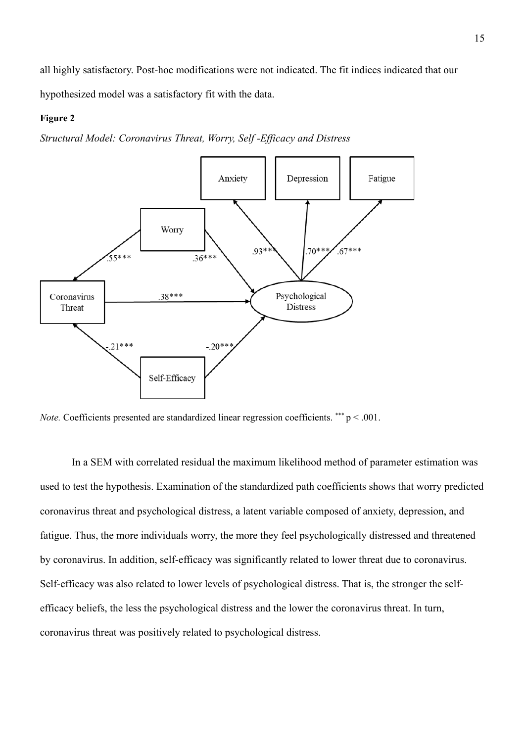all highly satisfactory. Post-hoc modifications were not indicated. The fit indices indicated that our hypothesized model was a satisfactory fit with the data.

**Figure 2**

*Structural Model: Coronavirus Threat, Worry, Self -Efficacy and Distress*

*Note.* Coefficients presented are standardized linear regression coefficients. *** $p < .001$.

In a SEM with correlated residual the maximum likelihood method of parameter estimation was used to test the hypothesis. Examination of the standardized path coefficients shows that worry predicted coronavirus threat and psychological distress, a latent variable composed of anxiety, depression, and fatigue. Thus, the more individuals worry, the more they feel psychologically distressed and threatened by coronavirus. In addition, self-efficacy was significantly related to lower threat due to coronavirus. Self-efficacy was also related to lower levels of psychological distress. That is, the stronger the self-efficacy beliefs, the less the psychological distress and the lower the coronavirus threat. In turn, coronavirus threat was positively related to psychological distress.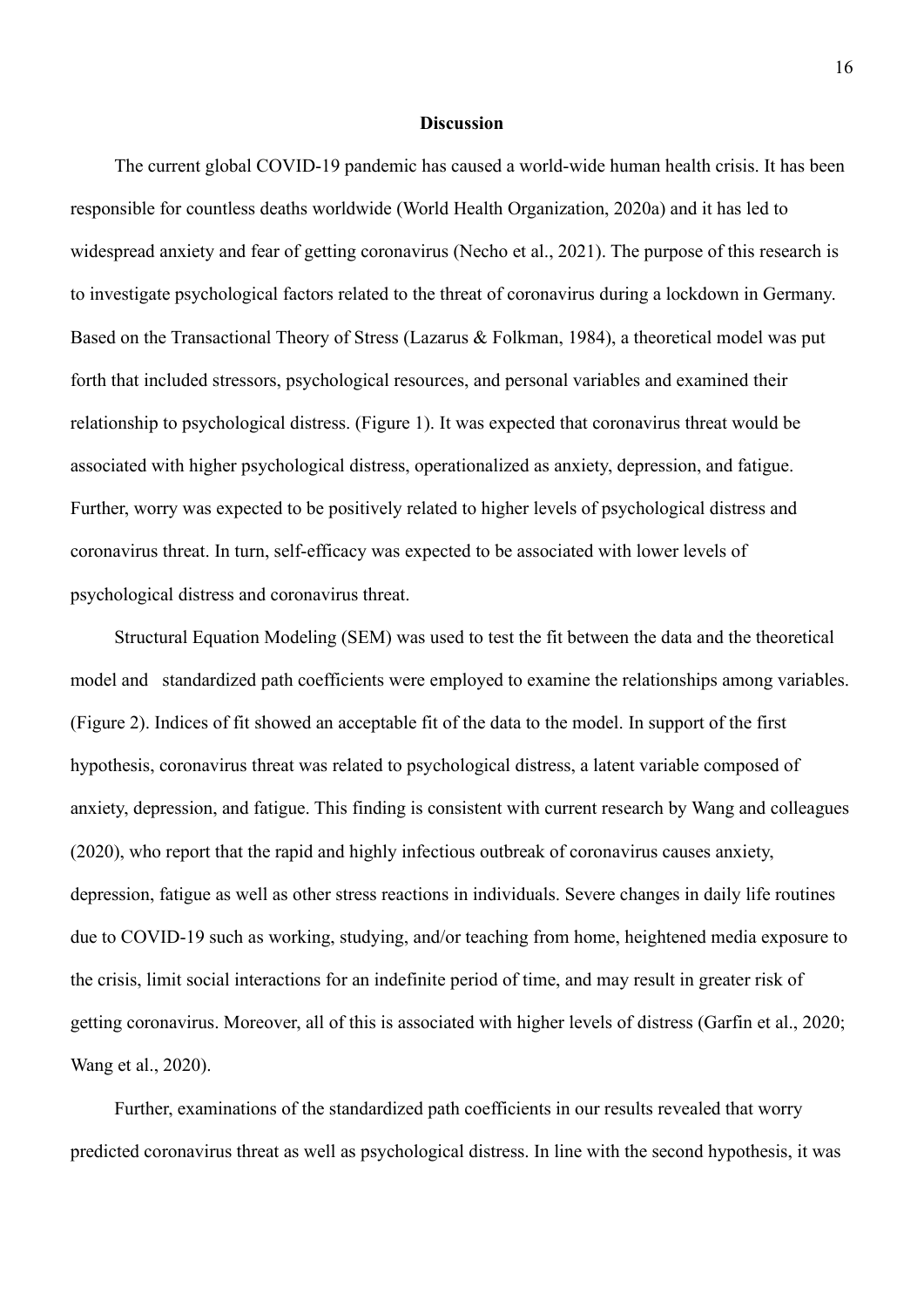## Discussion

The current global COVID-19 pandemic has caused a world-wide human health crisis. It has been responsible for countless deaths worldwide (World Health Organization, 2020a) and it has led to widespread anxiety and fear of getting coronavirus (Necho et al., 2021). The purpose of this research is to investigate psychological factors related to the threat of coronavirus during a lockdown in Germany. Based on the Transactional Theory of Stress (Lazarus & Folkman, 1984), a theoretical model was put forth that included stressors, psychological resources, and personal variables and examined their relationship to psychological distress. (Figure 1). It was expected that coronavirus threat would be associated with higher psychological distress, operationalized as anxiety, depression, and fatigue. Further, worry was expected to be positively related to higher levels of psychological distress and coronavirus threat. In turn, self-efficacy was expected to be associated with lower levels of psychological distress and coronavirus threat.

Structural Equation Modeling (SEM) was used to test the fit between the data and the theoretical model and standardized path coefficients were employed to examine the relationships among variables. (Figure 2). Indices of fit showed an acceptable fit of the data to the model. In support of the first hypothesis, coronavirus threat was related to psychological distress, a latent variable composed of anxiety, depression, and fatigue. This finding is consistent with current research by Wang and colleagues (2020), who report that the rapid and highly infectious outbreak of coronavirus causes anxiety, depression, fatigue as well as other stress reactions in individuals. Severe changes in daily life routines due to COVID-19 such as working, studying, and/or teaching from home, heightened media exposure to the crisis, limit social interactions for an indefinite period of time, and may result in greater risk of getting coronavirus. Moreover, all of this is associated with higher levels of distress (Garfin et al., 2020; Wang et al., 2020).

Further, examinations of the standardized path coefficients in our results revealed that worry predicted coronavirus threat as well as psychological distress. In line with the second hypothesis, it was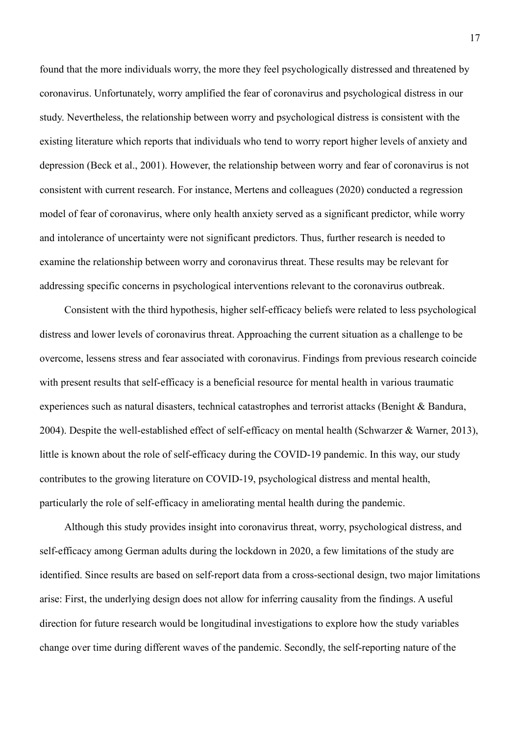found that the more individuals worry, the more they feel psychologically distressed and threatened by coronavirus. Unfortunately, worry amplified the fear of coronavirus and psychological distress in our study. Nevertheless, the relationship between worry and psychological distress is consistent with the existing literature which reports that individuals who tend to worry report higher levels of anxiety and depression (Beck et al., 2001). However, the relationship between worry and fear of coronavirus is not consistent with current research. For instance, Mertens and colleagues (2020) conducted a regression model of fear of coronavirus, where only health anxiety served as a significant predictor, while worry and intolerance of uncertainty were not significant predictors. Thus, further research is needed to examine the relationship between worry and coronavirus threat. These results may be relevant for addressing specific concerns in psychological interventions relevant to the coronavirus outbreak.

Consistent with the third hypothesis, higher self-efficacy beliefs were related to less psychological distress and lower levels of coronavirus threat. Approaching the current situation as a challenge to be overcome, lessens stress and fear associated with coronavirus. Findings from previous research coincide with present results that self-efficacy is a beneficial resource for mental health in various traumatic experiences such as natural disasters, technical catastrophes and terrorist attacks (Benight & Bandura, 2004). Despite the well-established effect of self-efficacy on mental health (Schwarzer & Warner, 2013), little is known about the role of self-efficacy during the COVID-19 pandemic. In this way, our study contributes to the growing literature on COVID-19, psychological distress and mental health, particularly the role of self-efficacy in ameliorating mental health during the pandemic.

Although this study provides insight into coronavirus threat, worry, psychological distress, and self-efficacy among German adults during the lockdown in 2020, a few limitations of the study are identified. Since results are based on self-report data from a cross-sectional design, two major limitations arise: First, the underlying design does not allow for inferring causality from the findings. A useful direction for future research would be longitudinal investigations to explore how the study variables change over time during different waves of the pandemic. Secondly, the self-reporting nature of the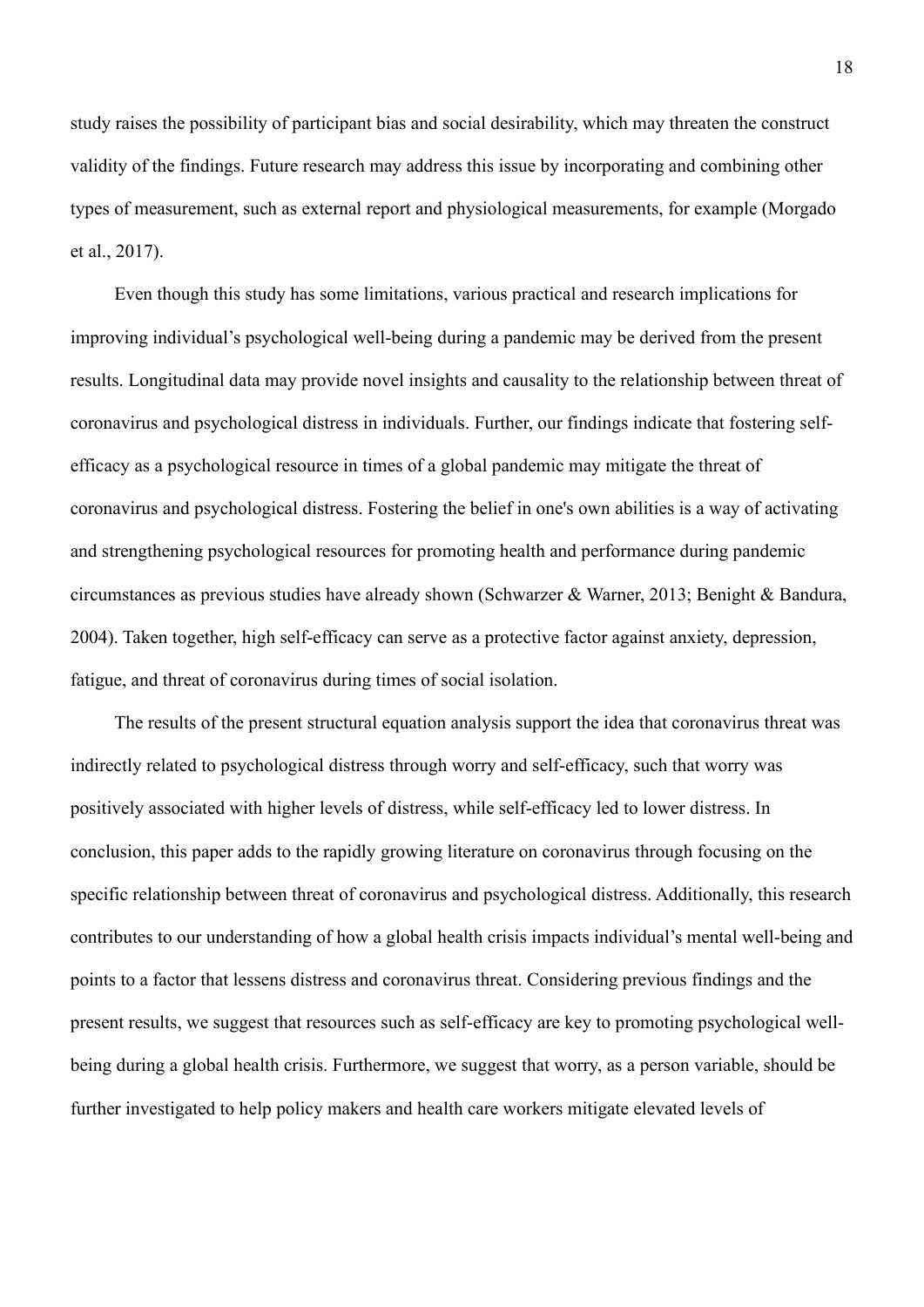study raises the possibility of participant bias and social desirability, which may threaten the construct validity of the findings. Future research may address this issue by incorporating and combining other types of measurement, such as external report and physiological measurements, for example (Morgado et al., 2017).

Even though this study has some limitations, various practical and research implications for improving individual's psychological well-being during a pandemic may be derived from the present results. Longitudinal data may provide novel insights and causality to the relationship between threat of coronavirus and psychological distress in individuals. Further, our findings indicate that fostering self-efficacy as a psychological resource in times of a global pandemic may mitigate the threat of coronavirus and psychological distress. Fostering the belief in one's own abilities is a way of activating and strengthening psychological resources for promoting health and performance during pandemic circumstances as previous studies have already shown (Schwarzer & Warner, 2013; Benight & Bandura, 2004). Taken together, high self-efficacy can serve as a protective factor against anxiety, depression, fatigue, and threat of coronavirus during times of social isolation.

The results of the present structural equation analysis support the idea that coronavirus threat was indirectly related to psychological distress through worry and self-efficacy, such that worry was positively associated with higher levels of distress, while self-efficacy led to lower distress. In conclusion, this paper adds to the rapidly growing literature on coronavirus through focusing on the specific relationship between threat of coronavirus and psychological distress. Additionally, this research contributes to our understanding of how a global health crisis impacts individual's mental well-being and points to a factor that lessens distress and coronavirus threat. Considering previous findings and the present results, we suggest that resources such as self-efficacy are key to promoting psychological well-being during a global health crisis. Furthermore, we suggest that worry, as a person variable, should be further investigated to help policy makers and health care workers mitigate elevated levels of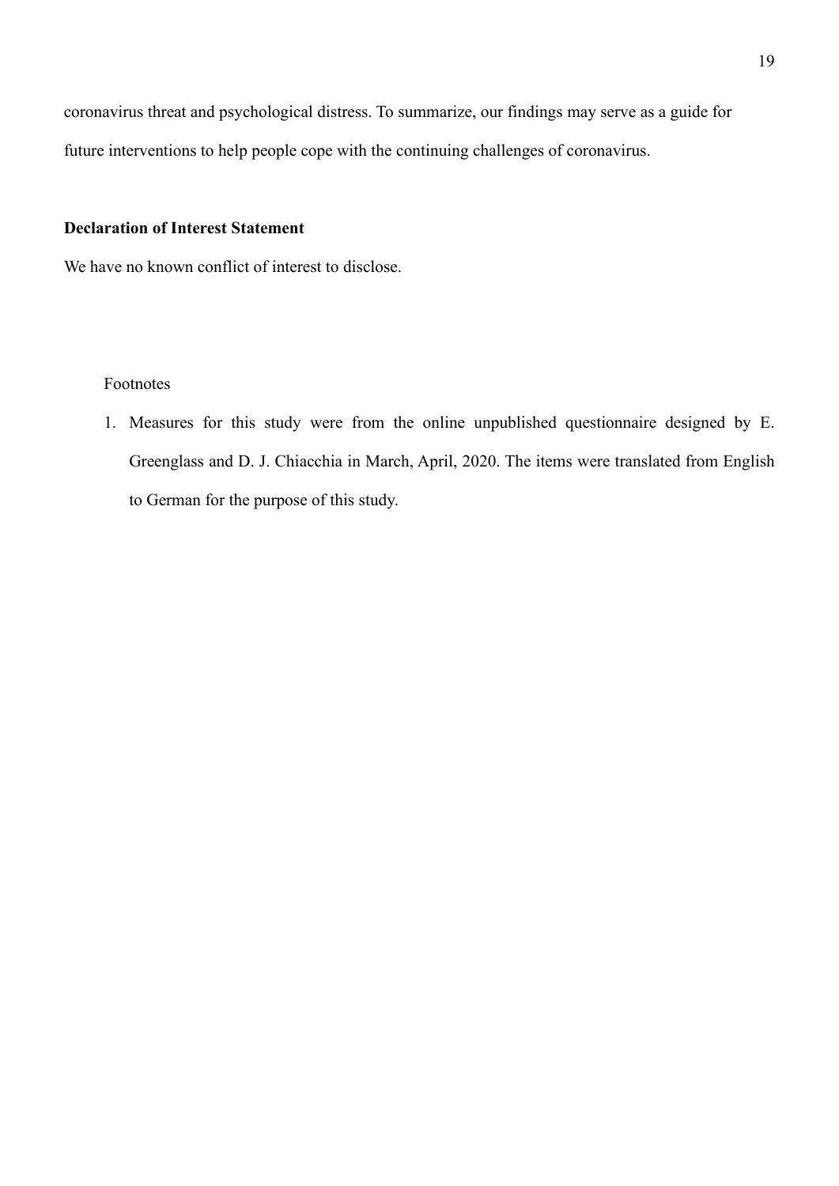coronavirus threat and psychological distress. To summarize, our findings may serve as a guide for future interventions to help people cope with the continuing challenges of coronavirus.

## Declaration of Interest Statement

We have no known conflict of interest to disclose.

Footnotes

1. Measures for this study were from the online unpublished questionnaire designed by E. Greenglass and D. J. Chiacchia in March, April, 2020. The items were translated from English to German for the purpose of this study.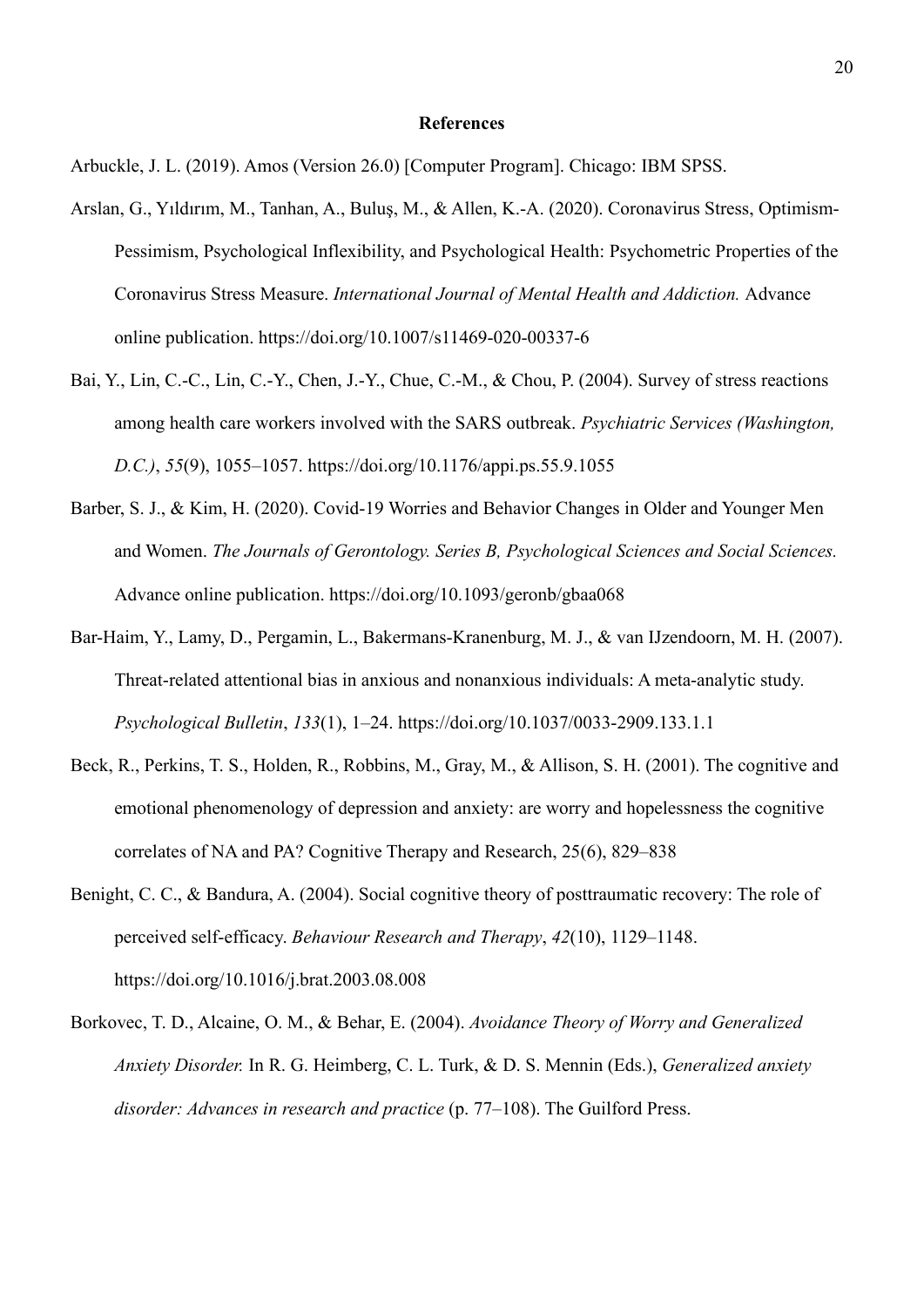# References

Arbuckle, J. L. (2019). Amos (Version 26.0) [Computer Program]. Chicago: IBM SPSS.

Arslan, G., Yıldırım, M., Tanhan, A., Buluş, M., & Allen, K.-A. (2020). Coronavirus Stress, Optimism-Pessimism, Psychological Inflexibility, and Psychological Health: Psychometric Properties of the Coronavirus Stress Measure. *International Journal of Mental Health and Addiction.* Advance online publication. https://doi.org/10.1007/s11469-020-00337-6

Bai, Y., Lin, C.-C., Lin, C.-Y., Chen, J.-Y., Chue, C.-M., & Chou, P. (2004). Survey of stress reactions among health care workers involved with the SARS outbreak. *Psychiatric Services (Washington, D.C.)*, *55*(9), 1055–1057. https://doi.org/10.1176/appi.ps.55.9.1055

Barber, S. J., & Kim, H. (2020). Covid-19 Worries and Behavior Changes in Older and Younger Men and Women. *The Journals of Gerontology. Series B, Psychological Sciences and Social Sciences.* Advance online publication. https://doi.org/10.1093/geronb/gbaa068

Bar-Haim, Y., Lamy, D., Pergamin, L., Bakermans-Kranenburg, M. J., & van IJzendoorn, M. H. (2007). Threat-related attentional bias in anxious and nonanxious individuals: A meta-analytic study. *Psychological Bulletin*, *133*(1), 1–24. https://doi.org/10.1037/0033-2909.133.1.1

Beck, R., Perkins, T. S., Holden, R., Robbins, M., Gray, M., & Allison, S. H. (2001). The cognitive and emotional phenomenology of depression and anxiety: are worry and hopelessness the cognitive correlates of NA and PA? Cognitive Therapy and Research, 25(6), 829–838

Benight, C. C., & Bandura, A. (2004). Social cognitive theory of posttraumatic recovery: The role of perceived self-efficacy. *Behaviour Research and Therapy*, *42*(10), 1129–1148. https://doi.org/10.1016/j.brat.2003.08.008

Borkovec, T. D., Alcaine, O. M., & Behar, E. (2004). *Avoidance Theory of Worry and Generalized Anxiety Disorder.* In R. G. Heimberg, C. L. Turk, & D. S. Mennin (Eds.), *Generalized anxiety disorder: Advances in research and practice* (p. 77–108). The Guilford Press.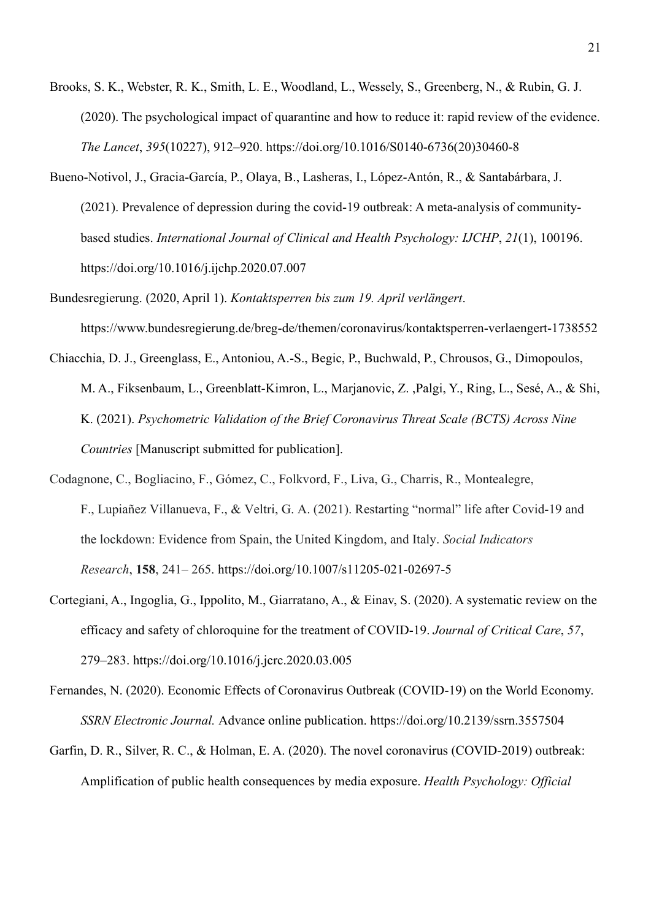Brooks, S. K., Webster, R. K., Smith, L. E., Woodland, L., Wessely, S., Greenberg, N., & Rubin, G. J. (2020). The psychological impact of quarantine and how to reduce it: rapid review of the evidence. *The Lancet*, *395*(10227), 912–920. https://doi.org/10.1016/S0140-6736(20)30460-8

Bueno-Notivol, J., Gracia-García, P., Olaya, B., Lasheras, I., López-Antón, R., & Santabárbara, J. (2021). Prevalence of depression during the covid-19 outbreak: A meta-analysis of community-based studies. *International Journal of Clinical and Health Psychology: IJCHP*, *21*(1), 100196. https://doi.org/10.1016/j.ijchp.2020.07.007

Bundesregierung. (2020, April 1). *Kontaktsperren bis zum 19. April verlängert*. https://www.bundesregierung.de/breg-de/themen/coronavirus/kontaktsperren-verlaengert-1738552

Chiacchia, D. J., Greenglass, E., Antoniou, A.-S., Begic, P., Buchwald, P., Chrousos, G., Dimopoulos, M. A., Fiksenbaum, L., Greenblatt-Kimron, L., Marjanovic, Z. ,Palgi, Y., Ring, L., Sesé, A., & Shi, K. (2021). *Psychometric Validation of the Brief Coronavirus Threat Scale (BCTS) Across Nine Countries* [Manuscript submitted for publication].

Codagnone, C., Bogliacino, F., Gómez, C., Folkvord, F., Liva, G., Charris, R., Montealegre, F., Lupiañez Villanueva, F., & Veltri, G. A. (2021). Restarting "normal" life after Covid-19 and the lockdown: Evidence from Spain, the United Kingdom, and Italy. *Social Indicators Research*, **158**, 241– 265. https://doi.org/10.1007/s11205-021-02697-5

Cortegiani, A., Ingoglia, G., Ippolito, M., Giarratano, A., & Einav, S. (2020). A systematic review on the efficacy and safety of chloroquine for the treatment of COVID-19. *Journal of Critical Care*, *57*, 279–283. https://doi.org/10.1016/j.jcrc.2020.03.005

Fernandes, N. (2020). Economic Effects of Coronavirus Outbreak (COVID-19) on the World Economy. *SSRN Electronic Journal.* Advance online publication. https://doi.org/10.2139/ssrn.3557504

Garfin, D. R., Silver, R. C., & Holman, E. A. (2020). The novel coronavirus (COVID-2019) outbreak: Amplification of public health consequences by media exposure. *Health Psychology: Official*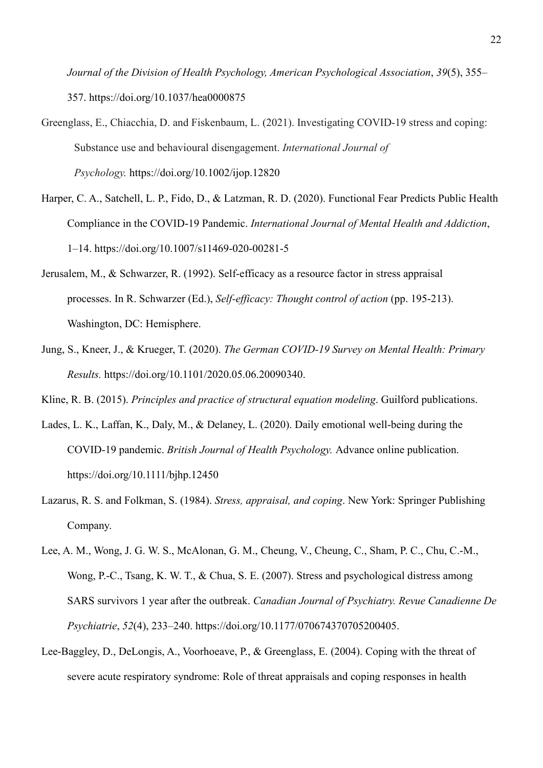*Journal of the Division of Health Psychology, American Psychological Association*, *39*(5), 355–357. https://doi.org/10.1037/hea0000875

Greenglass, E., Chiacchia, D. and Fiskenbaum, L. (2021). Investigating COVID-19 stress and coping: Substance use and behavioural disengagement. *International Journal of Psychology.* https://doi.org/10.1002/ijop.12820

Harper, C. A., Satchell, L. P., Fido, D., & Latzman, R. D. (2020). Functional Fear Predicts Public Health Compliance in the COVID-19 Pandemic. *International Journal of Mental Health and Addiction*, 1–14. https://doi.org/10.1007/s11469-020-00281-5

Jerusalem, M., & Schwarzer, R. (1992). Self-efficacy as a resource factor in stress appraisal processes. In R. Schwarzer (Ed.), *Self-efficacy: Thought control of action* (pp. 195-213). Washington, DC: Hemisphere.

Jung, S., Kneer, J., & Krueger, T. (2020). *The German COVID-19 Survey on Mental Health: Primary Results.* https://doi.org/10.1101/2020.05.06.20090340.

Kline, R. B. (2015). *Principles and practice of structural equation modeling*. Guilford publications.

Lades, L. K., Laffan, K., Daly, M., & Delaney, L. (2020). Daily emotional well-being during the COVID-19 pandemic. *British Journal of Health Psychology.* Advance online publication. https://doi.org/10.1111/bjhp.12450

Lazarus, R. S. and Folkman, S. (1984). *Stress, appraisal, and coping*. New York: Springer Publishing Company.

Lee, A. M., Wong, J. G. W. S., McAlonan, G. M., Cheung, V., Cheung, C., Sham, P. C., Chu, C.-M., Wong, P.-C., Tsang, K. W. T., & Chua, S. E. (2007). Stress and psychological distress among SARS survivors 1 year after the outbreak. *Canadian Journal of Psychiatry. Revue Canadienne De Psychiatrie*, *52*(4), 233–240. https://doi.org/10.1177/070674370705200405.

Lee-Baggley, D., DeLongis, A., Voorhoeave, P., & Greenglass, E. (2004). Coping with the threat of severe acute respiratory syndrome: Role of threat appraisals and coping responses in health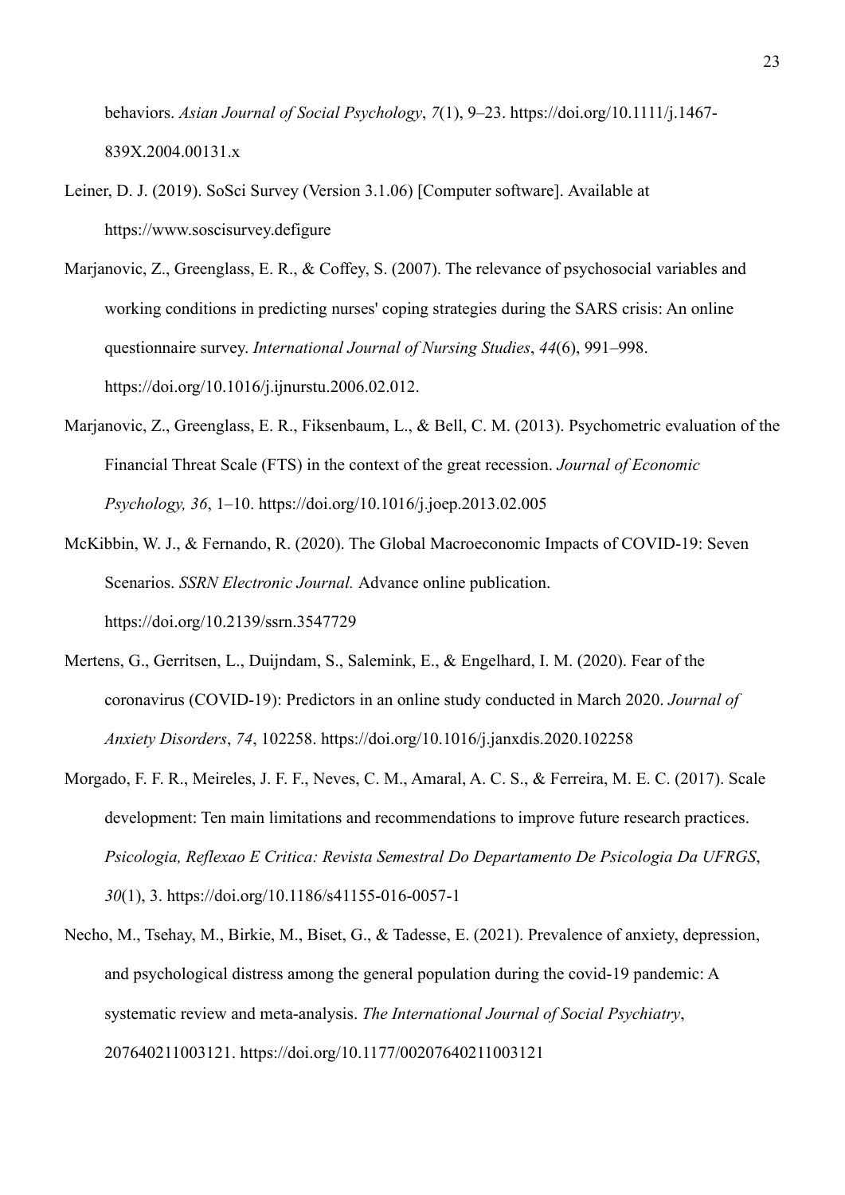behaviors. *Asian Journal of Social Psychology*, *7*(1), 9–23. https://doi.org/10.1111/j.1467-839X.2004.00131.x

Leiner, D. J. (2019). SoSci Survey (Version 3.1.06) [Computer software]. Available at https://www.soscisurvey.defigure

Marjanovic, Z., Greenglass, E. R., & Coffey, S. (2007). The relevance of psychosocial variables and working conditions in predicting nurses' coping strategies during the SARS crisis: An online questionnaire survey. *International Journal of Nursing Studies*, *44*(6), 991–998. https://doi.org/10.1016/j.ijnurstu.2006.02.012.

Marjanovic, Z., Greenglass, E. R., Fiksenbaum, L., & Bell, C. M. (2013). Psychometric evaluation of the Financial Threat Scale (FTS) in the context of the great recession. *Journal of Economic Psychology, 36*, 1–10. https://doi.org/10.1016/j.joep.2013.02.005

McKibbin, W. J., & Fernando, R. (2020). The Global Macroeconomic Impacts of COVID-19: Seven Scenarios. *SSRN Electronic Journal.* Advance online publication. https://doi.org/10.2139/ssrn.3547729

Mertens, G., Gerritsen, L., Duijndam, S., Salemink, E., & Engelhard, I. M. (2020). Fear of the coronavirus (COVID-19): Predictors in an online study conducted in March 2020. *Journal of Anxiety Disorders*, *74*, 102258. https://doi.org/10.1016/j.janxdis.2020.102258

Morgado, F. F. R., Meireles, J. F. F., Neves, C. M., Amaral, A. C. S., & Ferreira, M. E. C. (2017). Scale development: Ten main limitations and recommendations to improve future research practices. *Psicologia, Reflexao E Critica: Revista Semestral Do Departamento De Psicologia Da UFRGS*, *30*(1), 3. https://doi.org/10.1186/s41155-016-0057-1

Necho, M., Tsehay, M., Birkie, M., Biset, G., & Tadesse, E. (2021). Prevalence of anxiety, depression, and psychological distress among the general population during the covid-19 pandemic: A systematic review and meta-analysis. *The International Journal of Social Psychiatry*, 207640211003121. https://doi.org/10.1177/00207640211003121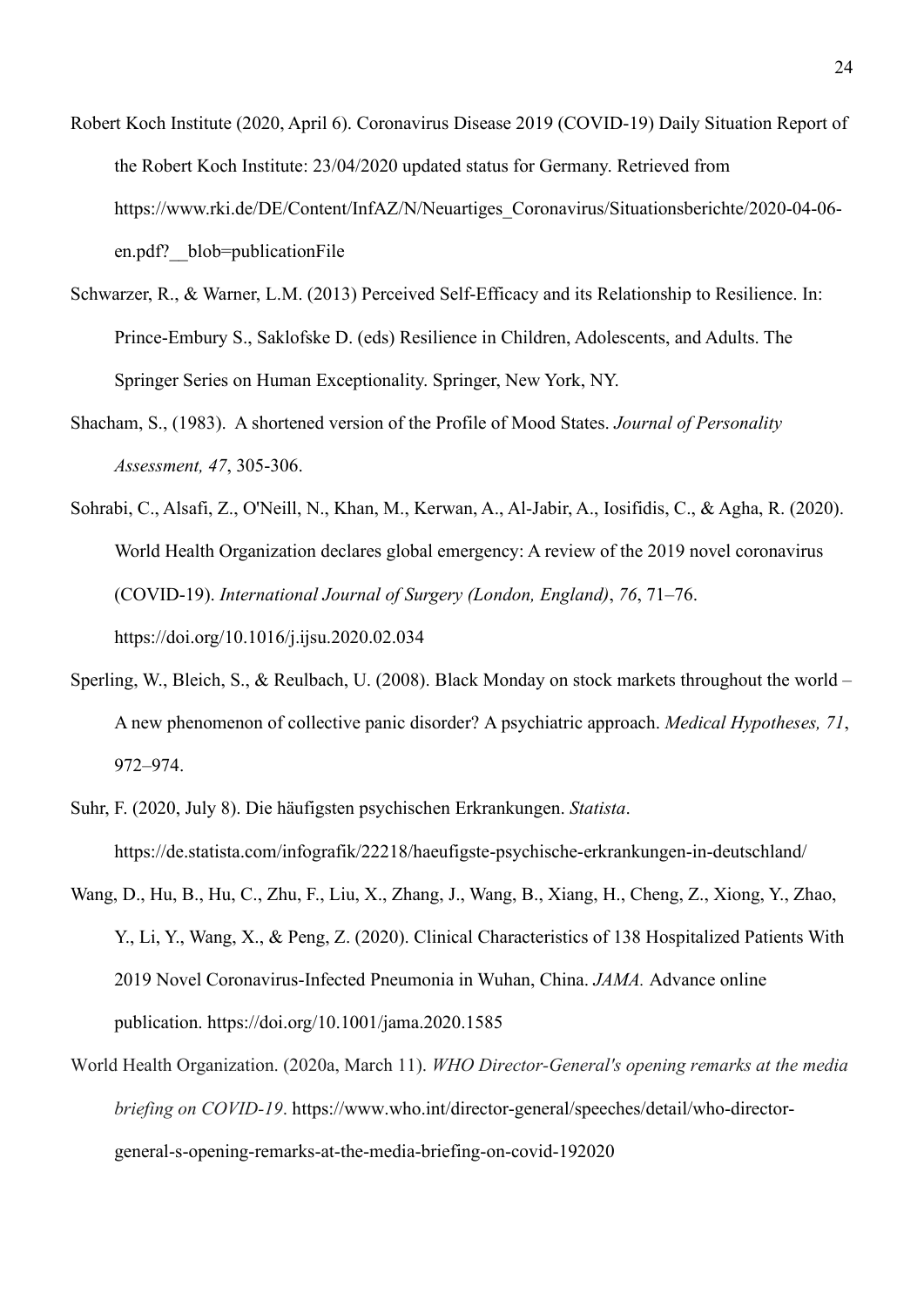Robert Koch Institute (2020, April 6). Coronavirus Disease 2019 (COVID-19) Daily Situation Report of the Robert Koch Institute: 23/04/2020 updated status for Germany. Retrieved from https://www.rki.de/DE/Content/InfAZ/N/Neuartiges_Coronavirus/Situationsberichte/2020-04-06-en.pdf?__blob=publicationFile

Schwarzer, R., & Warner, L.M. (2013) Perceived Self-Efficacy and its Relationship to Resilience. In: Prince-Embury S., Saklofske D. (eds) Resilience in Children, Adolescents, and Adults. The Springer Series on Human Exceptionality. Springer, New York, NY.

Shacham, S., (1983). A shortened version of the Profile of Mood States. *Journal of Personality Assessment, 47*, 305-306.

Sohrabi, C., Alsafi, Z., O'Neill, N., Khan, M., Kerwan, A., Al-Jabir, A., Iosifidis, C., & Agha, R. (2020). World Health Organization declares global emergency: A review of the 2019 novel coronavirus (COVID-19). *International Journal of Surgery (London, England)*, *76*, 71–76. https://doi.org/10.1016/j.ijsu.2020.02.034

Sperling, W., Bleich, S., & Reulbach, U. (2008). Black Monday on stock markets throughout the world – A new phenomenon of collective panic disorder? A psychiatric approach. *Medical Hypotheses, 71*, 972–974.

Suhr, F. (2020, July 8). Die häufigsten psychischen Erkrankungen. *Statista*. https://de.statista.com/infografik/22218/haeufigste-psychische-erkrankungen-in-deutschland/

Wang, D., Hu, B., Hu, C., Zhu, F., Liu, X., Zhang, J., Wang, B., Xiang, H., Cheng, Z., Xiong, Y., Zhao, Y., Li, Y., Wang, X., & Peng, Z. (2020). Clinical Characteristics of 138 Hospitalized Patients With 2019 Novel Coronavirus-Infected Pneumonia in Wuhan, China. *JAMA.* Advance online publication. https://doi.org/10.1001/jama.2020.1585

World Health Organization. (2020a, March 11). *WHO Director-General's opening remarks at the media briefing on COVID-19*. https://www.who.int/director-general/speeches/detail/who-director-general-s-opening-remarks-at-the-media-briefing-on-covid-192020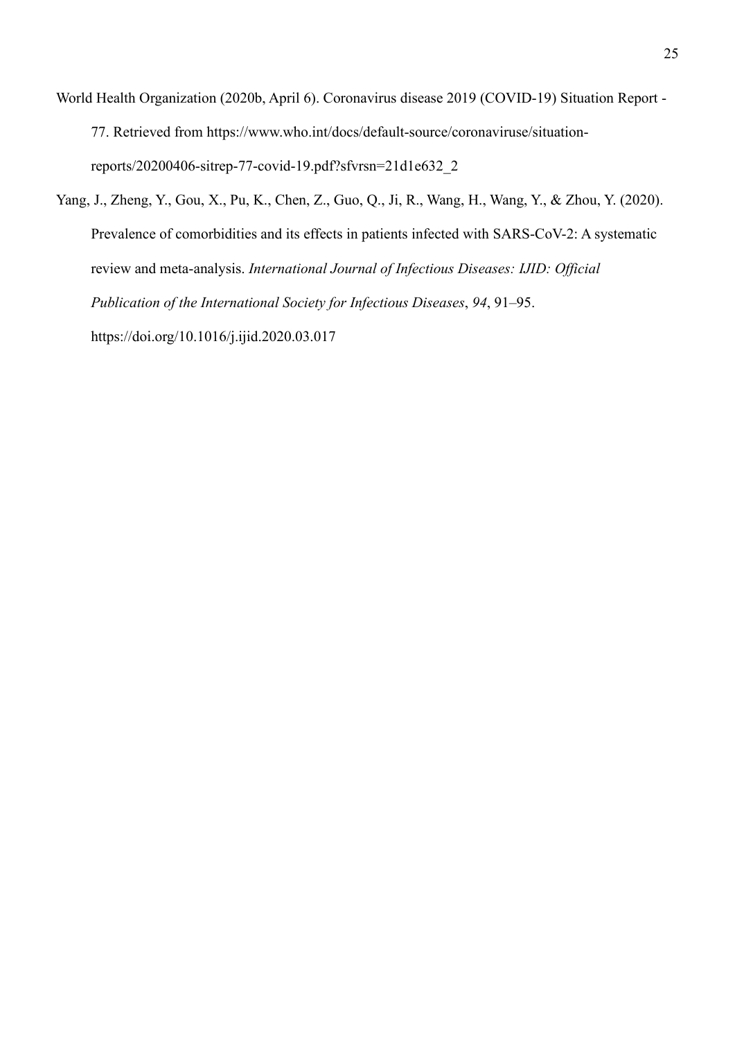World Health Organization (2020b, April 6). Coronavirus disease 2019 (COVID-19) Situation Report - 77. Retrieved from https://www.who.int/docs/default-source/coronaviruse/situation-reports/20200406-sitrep-77-covid-19.pdf?sfvrsn=21d1e632_2

Yang, J., Zheng, Y., Gou, X., Pu, K., Chen, Z., Guo, Q., Ji, R., Wang, H., Wang, Y., & Zhou, Y. (2020). Prevalence of comorbidities and its effects in patients infected with SARS-CoV-2: A systematic review and meta-analysis. *International Journal of Infectious Diseases: IJID: Official Publication of the International Society for Infectious Diseases*, *94*, 91–95. https://doi.org/10.1016/j.ijid.2020.03.017